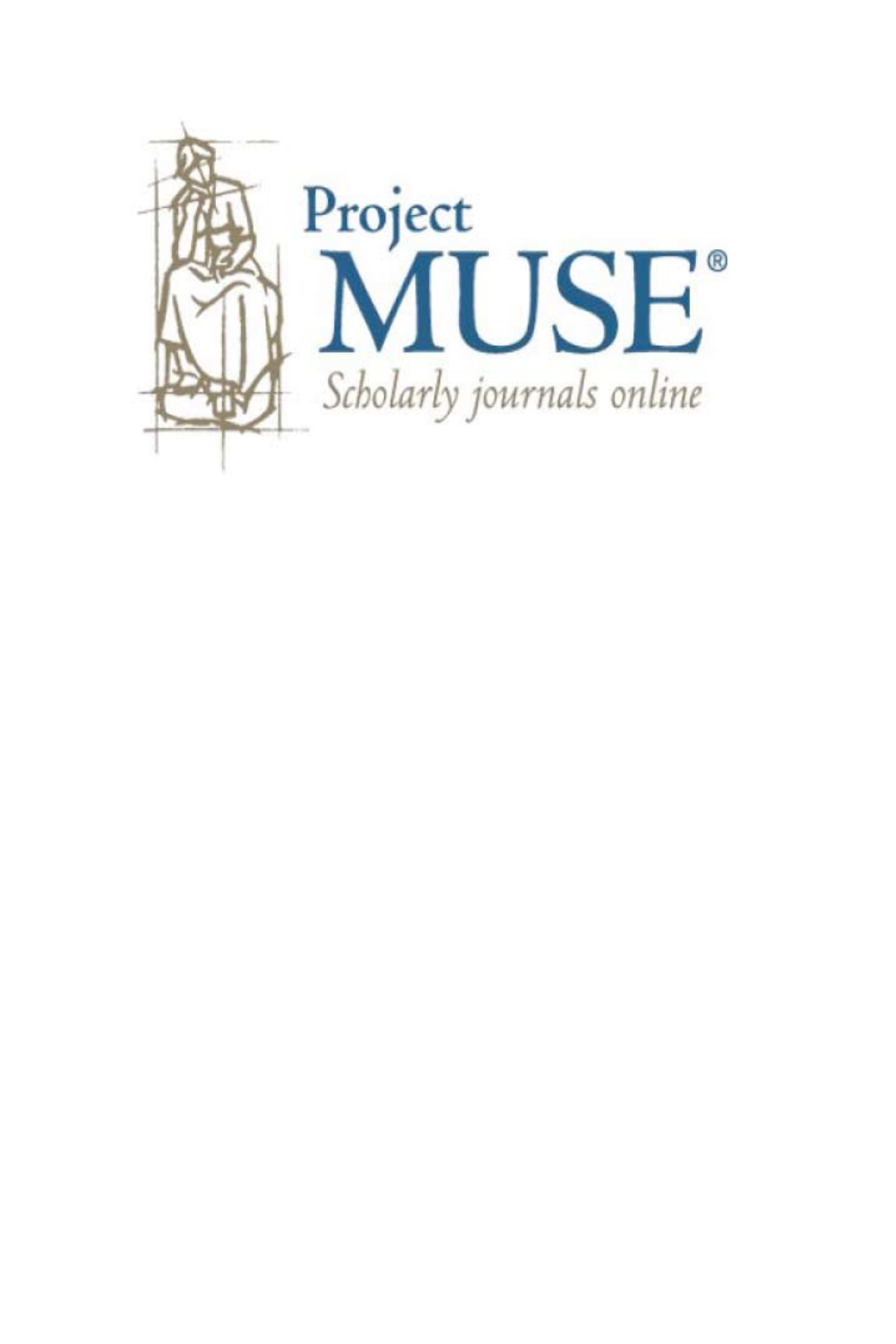Project
MUSE®
*Scholarly journals online*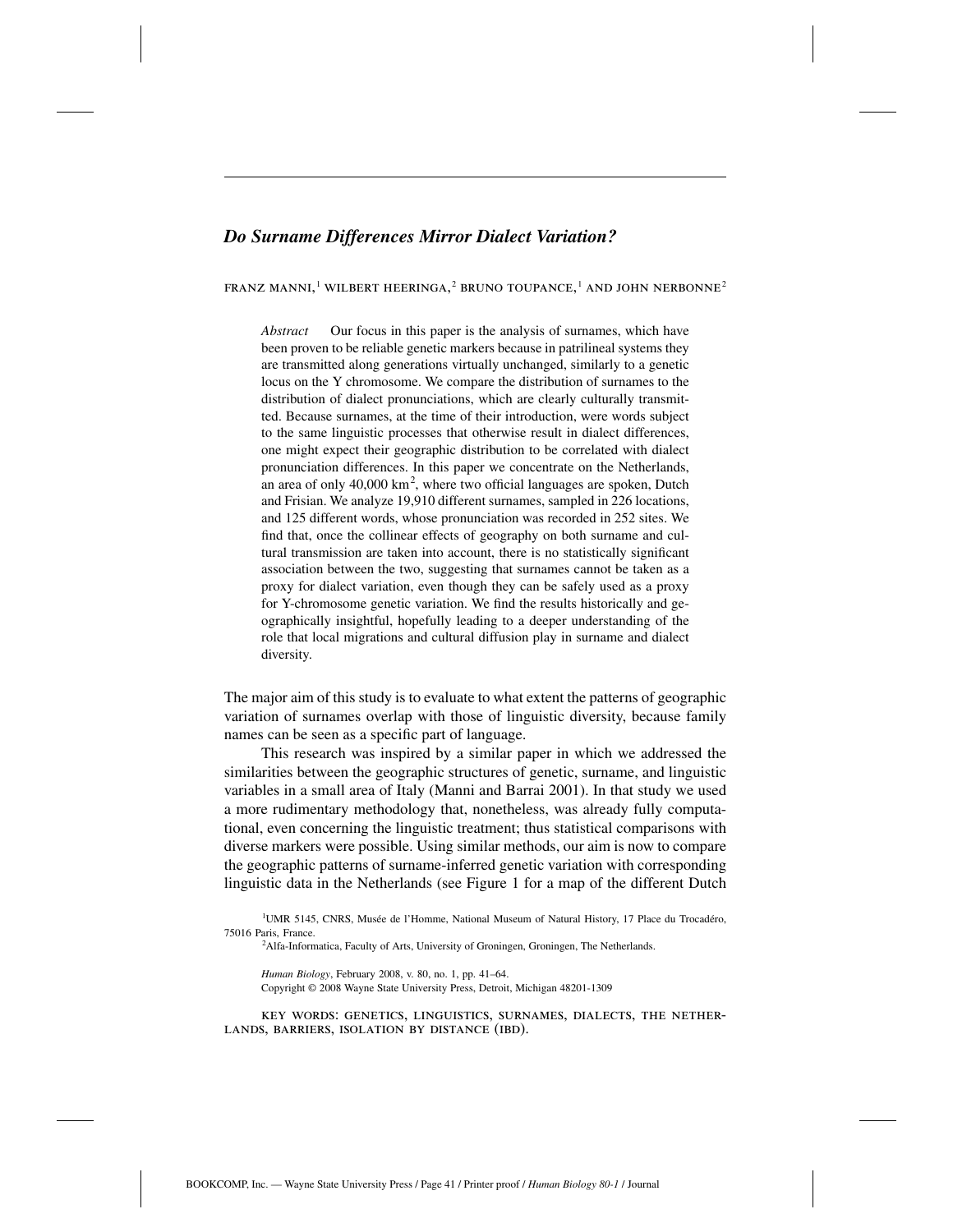# *Do Surname Differences Mirror Dialect Variation?*

FRANZ MANNI,[1] WILBERT HEERINGA,[2] BRUNO TOUPANCE,[1] AND JOHN NERBONNE[2]

> *Abstract* Our focus in this paper is the analysis of surnames, which have been proven to be reliable genetic markers because in patrilineal systems they are transmitted along generations virtually unchanged, similarly to a genetic locus on the Y chromosome. We compare the distribution of surnames to the distribution of dialect pronunciations, which are clearly culturally transmitted. Because surnames, at the time of their introduction, were words subject to the same linguistic processes that otherwise result in dialect differences, one might expect their geographic distribution to be correlated with dialect pronunciation differences. In this paper we concentrate on the Netherlands, an area of only 40,000 km$^2$, where two official languages are spoken, Dutch and Frisian. We analyze 19,910 different surnames, sampled in 226 locations, and 125 different words, whose pronunciation was recorded in 252 sites. We find that, once the collinear effects of geography on both surname and cultural transmission are taken into account, there is no statistically significant association between the two, suggesting that surnames cannot be taken as a proxy for dialect variation, even though they can be safely used as a proxy for Y-chromosome genetic variation. We find the results historically and geographically insightful, hopefully leading to a deeper understanding of the role that local migrations and cultural diffusion play in surname and dialect diversity.

The major aim of this study is to evaluate to what extent the patterns of geographic variation of surnames overlap with those of linguistic diversity, because family names can be seen as a specific part of language.

This research was inspired by a similar paper in which we addressed the similarities between the geographic structures of genetic, surname, and linguistic variables in a small area of Italy (Manni and Barrai 2001). In that study we used a more rudimentary methodology that, nonetheless, was already fully computational, even concerning the linguistic treatment; thus statistical comparisons with diverse markers were possible. Using similar methods, our aim is now to compare the geographic patterns of surname-inferred genetic variation with corresponding linguistic data in the Netherlands (see Figure 1 for a map of the different Dutch

[1]UMR 5145, CNRS, Musée de l'Homme, National Museum of Natural History, 17 Place du Trocadéro, 75016 Paris, France.

[2]Alfa-Informatica, Faculty of Arts, University of Groningen, Groningen, The Netherlands.

*Human Biology*, February 2008, v. 80, no. 1, pp. 41–64.
Copyright © 2008 Wayne State University Press, Detroit, Michigan 48201-1309

KEY WORDS: GENETICS, LINGUISTICS, SURNAMES, DIALECTS, THE NETHERLANDS, BARRIERS, ISOLATION BY DISTANCE (IBD).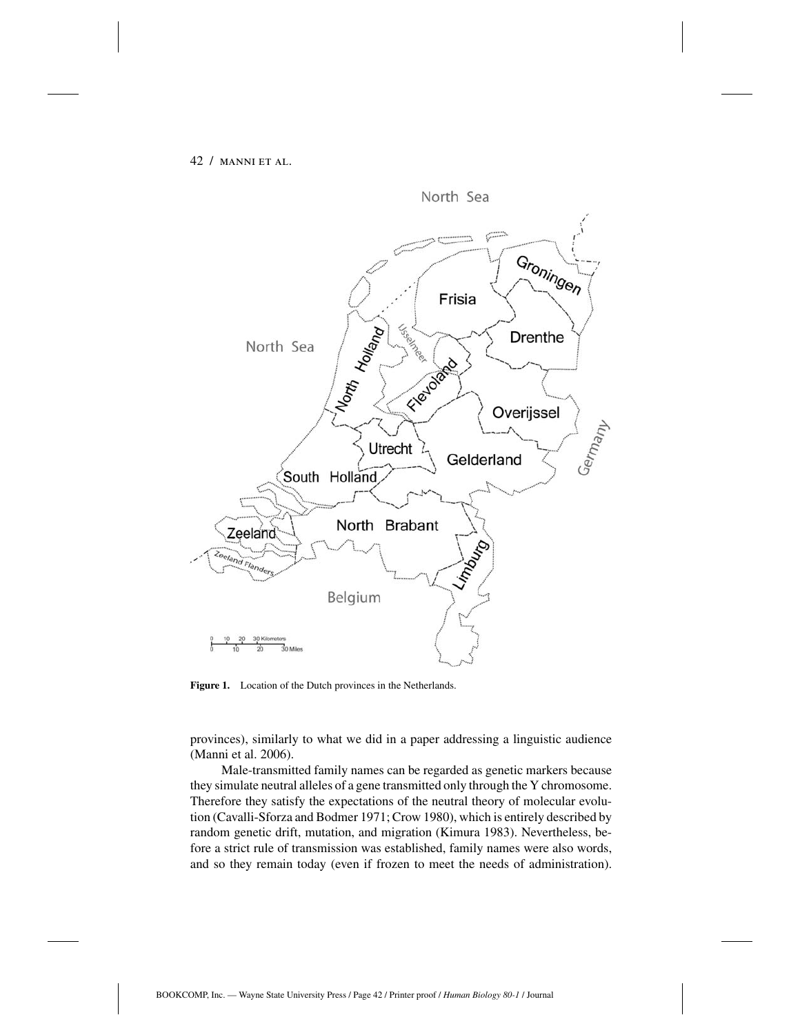Figure 1. Location of the Dutch provinces in the Netherlands.

provinces), similarly to what we did in a paper addressing a linguistic audience (Manni et al. 2006).

Male-transmitted family names can be regarded as genetic markers because they simulate neutral alleles of a gene transmitted only through the Y chromosome. Therefore they satisfy the expectations of the neutral theory of molecular evolution (Cavalli-Sforza and Bodmer 1971; Crow 1980), which is entirely described by random genetic drift, mutation, and migration (Kimura 1983). Nevertheless, before a strict rule of transmission was established, family names were also words, and so they remain today (even if frozen to meet the needs of administration).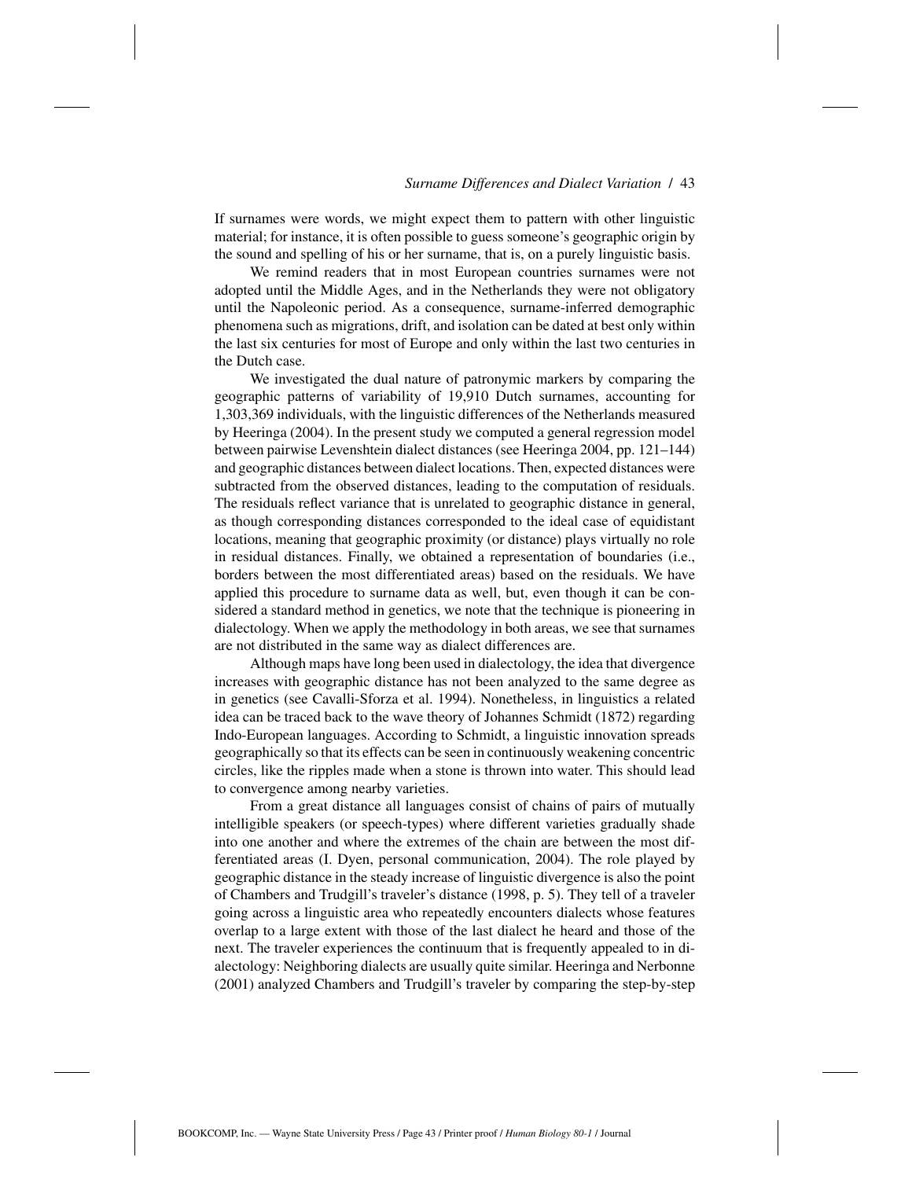If surnames were words, we might expect them to pattern with other linguistic material; for instance, it is often possible to guess someone's geographic origin by the sound and spelling of his or her surname, that is, on a purely linguistic basis.

We remind readers that in most European countries surnames were not adopted until the Middle Ages, and in the Netherlands they were not obligatory until the Napoleonic period. As a consequence, surname-inferred demographic phenomena such as migrations, drift, and isolation can be dated at best only within the last six centuries for most of Europe and only within the last two centuries in the Dutch case.

We investigated the dual nature of patronymic markers by comparing the geographic patterns of variability of 19,910 Dutch surnames, accounting for 1,303,369 individuals, with the linguistic differences of the Netherlands measured by Heeringa (2004). In the present study we computed a general regression model between pairwise Levenshtein dialect distances (see Heeringa 2004, pp. 121–144) and geographic distances between dialect locations. Then, expected distances were subtracted from the observed distances, leading to the computation of residuals. The residuals reflect variance that is unrelated to geographic distance in general, as though corresponding distances corresponded to the ideal case of equidistant locations, meaning that geographic proximity (or distance) plays virtually no role in residual distances. Finally, we obtained a representation of boundaries (i.e., borders between the most differentiated areas) based on the residuals. We have applied this procedure to surname data as well, but, even though it can be considered a standard method in genetics, we note that the technique is pioneering in dialectology. When we apply the methodology in both areas, we see that surnames are not distributed in the same way as dialect differences are.

Although maps have long been used in dialectology, the idea that divergence increases with geographic distance has not been analyzed to the same degree as in genetics (see Cavalli-Sforza et al. 1994). Nonetheless, in linguistics a related idea can be traced back to the wave theory of Johannes Schmidt (1872) regarding Indo-European languages. According to Schmidt, a linguistic innovation spreads geographically so that its effects can be seen in continuously weakening concentric circles, like the ripples made when a stone is thrown into water. This should lead to convergence among nearby varieties.

From a great distance all languages consist of chains of pairs of mutually intelligible speakers (or speech-types) where different varieties gradually shade into one another and where the extremes of the chain are between the most differentiated areas (I. Dyen, personal communication, 2004). The role played by geographic distance in the steady increase of linguistic divergence is also the point of Chambers and Trudgill's traveler's distance (1998, p. 5). They tell of a traveler going across a linguistic area who repeatedly encounters dialects whose features overlap to a large extent with those of the last dialect he heard and those of the next. The traveler experiences the continuum that is frequently appealed to in dialectology: Neighboring dialects are usually quite similar. Heeringa and Nerbonne (2001) analyzed Chambers and Trudgill's traveler by comparing the step-by-step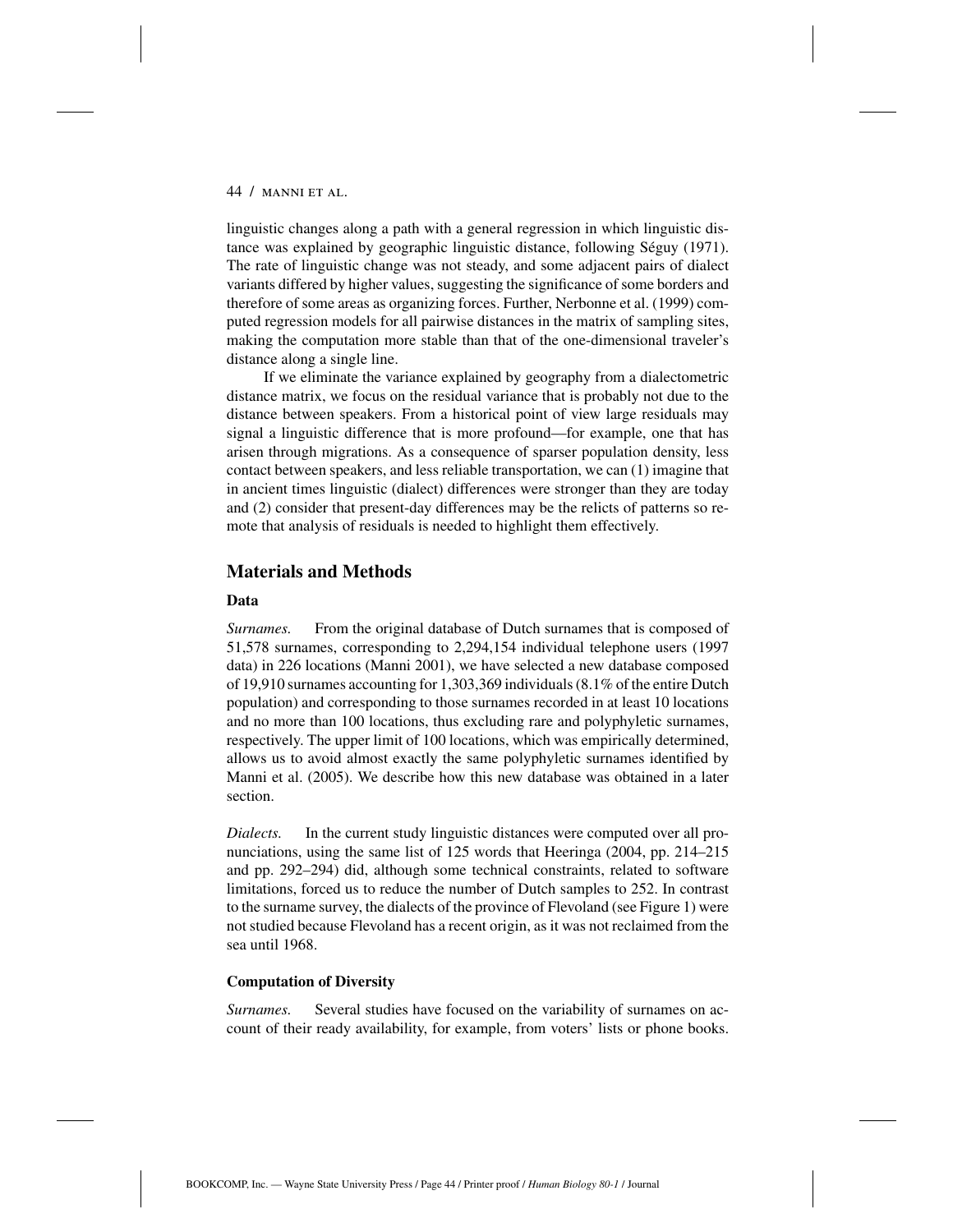linguistic changes along a path with a general regression in which linguistic distance was explained by geographic linguistic distance, following Séguy (1971). The rate of linguistic change was not steady, and some adjacent pairs of dialect variants differed by higher values, suggesting the significance of some borders and therefore of some areas as organizing forces. Further, Nerbonne et al. (1999) computed regression models for all pairwise distances in the matrix of sampling sites, making the computation more stable than that of the one-dimensional traveler's distance along a single line.

If we eliminate the variance explained by geography from a dialectometric distance matrix, we focus on the residual variance that is probably not due to the distance between speakers. From a historical point of view large residuals may signal a linguistic difference that is more profound—for example, one that has arisen through migrations. As a consequence of sparser population density, less contact between speakers, and less reliable transportation, we can (1) imagine that in ancient times linguistic (dialect) differences were stronger than they are today and (2) consider that present-day differences may be the relicts of patterns so remote that analysis of residuals is needed to highlight them effectively.

## Materials and Methods

### Data

*Surnames.* From the original database of Dutch surnames that is composed of 51,578 surnames, corresponding to 2,294,154 individual telephone users (1997 data) in 226 locations (Manni 2001), we have selected a new database composed of 19,910 surnames accounting for 1,303,369 individuals (8.1% of the entire Dutch population) and corresponding to those surnames recorded in at least 10 locations and no more than 100 locations, thus excluding rare and polyphyletic surnames, respectively. The upper limit of 100 locations, which was empirically determined, allows us to avoid almost exactly the same polyphyletic surnames identified by Manni et al. (2005). We describe how this new database was obtained in a later section.

*Dialects.* In the current study linguistic distances were computed over all pronunciations, using the same list of 125 words that Heeringa (2004, pp. 214–215 and pp. 292–294) did, although some technical constraints, related to software limitations, forced us to reduce the number of Dutch samples to 252. In contrast to the surname survey, the dialects of the province of Flevoland (see Figure 1) were not studied because Flevoland has a recent origin, as it was not reclaimed from the sea until 1968.

### Computation of Diversity

*Surnames.* Several studies have focused on the variability of surnames on account of their ready availability, for example, from voters' lists or phone books.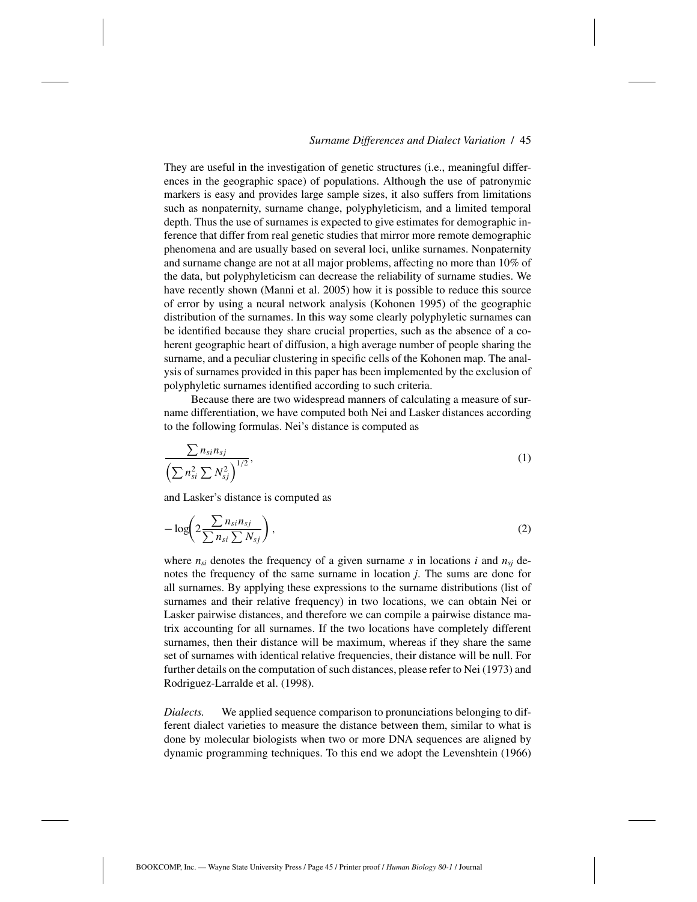They are useful in the investigation of genetic structures (i.e., meaningful differences in the geographic space) of populations. Although the use of patronymic markers is easy and provides large sample sizes, it also suffers from limitations such as nonpaternity, surname change, polyphyleticism, and a limited temporal depth. Thus the use of surnames is expected to give estimates for demographic inference that differ from real genetic studies that mirror more remote demographic phenomena and are usually based on several loci, unlike surnames. Nonpaternity and surname change are not at all major problems, affecting no more than 10% of the data, but polyphyleticism can decrease the reliability of surname studies. We have recently shown (Manni et al. 2005) how it is possible to reduce this source of error by using a neural network analysis (Kohonen 1995) of the geographic distribution of the surnames. In this way some clearly polyphyletic surnames can be identified because they share crucial properties, such as the absence of a coherent geographic heart of diffusion, a high average number of people sharing the surname, and a peculiar clustering in specific cells of the Kohonen map. The analysis of surnames provided in this paper has been implemented by the exclusion of polyphyletic surnames identified according to such criteria.

Because there are two widespread manners of calculating a measure of surname differentiation, we have computed both Nei and Lasker distances according to the following formulas. Nei's distance is computed as

$$\frac{\sum n_{si} n_{sj}}{\left(\sum n_{si}^2 \sum N_{sj}^2\right)^{1/2}}, \tag{1}$$

and Lasker's distance is computed as

$$-\log\left(2\frac{\sum n_{si} n_{sj}}{\sum n_{si} \sum N_{sj}}\right), \tag{2}$$

where $n_{si}$ denotes the frequency of a given surname $s$ in locations $i$ and $n_{sj}$ denotes the frequency of the same surname in location $j$. The sums are done for all surnames. By applying these expressions to the surname distributions (list of surnames and their relative frequency) in two locations, we can obtain Nei or Lasker pairwise distances, and therefore we can compile a pairwise distance matrix accounting for all surnames. If the two locations have completely different surnames, then their distance will be maximum, whereas if they share the same set of surnames with identical relative frequencies, their distance will be null. For further details on the computation of such distances, please refer to Nei (1973) and Rodriguez-Larralde et al. (1998).

*Dialects.* We applied sequence comparison to pronunciations belonging to different dialect varieties to measure the distance between them, similar to what is done by molecular biologists when two or more DNA sequences are aligned by dynamic programming techniques. To this end we adopt the Levenshtein (1966)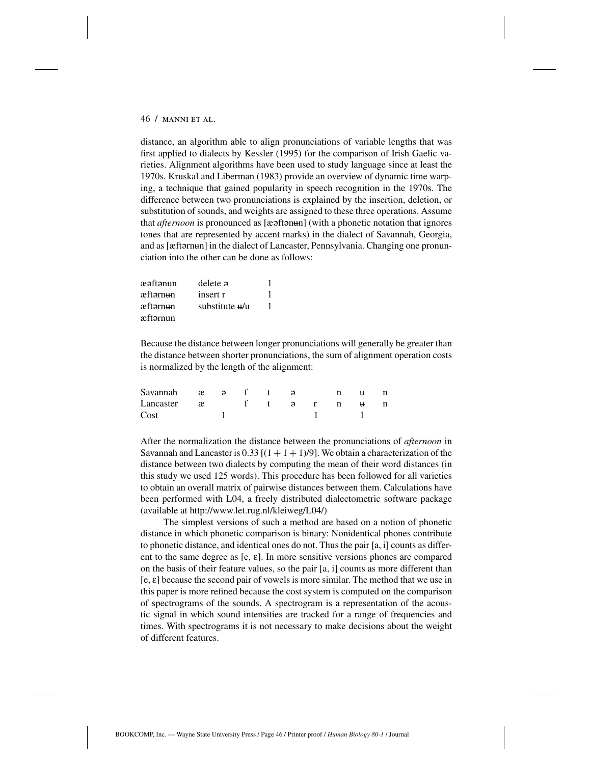distance, an algorithm able to align pronunciations of variable lengths that was first applied to dialects by Kessler (1995) for the comparison of Irish Gaelic varieties. Alignment algorithms have been used to study language since at least the 1970s. Kruskal and Liberman (1983) provide an overview of dynamic time warping, a technique that gained popularity in speech recognition in the 1970s. The difference between two pronunciations is explained by the insertion, deletion, or substitution of sounds, and weights are assigned to these three operations. Assume that *afternoon* is pronounced as [æəftənʉn] (with a phonetic notation that ignores tones that are represented by accent marks) in the dialect of Savannah, Georgia, and as [æftərnʉn] in the dialect of Lancaster, Pennsylvania. Changing one pronunciation into the other can be done as follows:

| | | |
|---|---|---|
| æəftənʉn | delete ə | 1 |
| æftərnʉn | insert r | 1 |
| æftərnʉn | substitute ʉ/u | 1 |
| æftərnun | | |

Because the distance between longer pronunciations will generally be greater than the distance between shorter pronunciations, the sum of alignment operation costs is normalized by the length of the alignment:

| | | | | | | | | | |
|---|---|---|---|---|---|---|---|---|---|
| Savannah | æ | ə | f | t | ə | | n | ʉ | n |
| Lancaster | æ | | f | t | ə | r | n | ʉ | n |
| Cost | | 1 | | | | 1 | | 1 | |

After the normalization the distance between the pronunciations of *afternoon* in Savannah and Lancaster is 0.33 [$(1 + 1 + 1)/9$]. We obtain a characterization of the distance between two dialects by computing the mean of their word distances (in this study we used 125 words). This procedure has been followed for all varieties to obtain an overall matrix of pairwise distances between them. Calculations have been performed with L04, a freely distributed dialectometric software package (available at http://www.let.rug.nl/kleiweg/L04/)

The simplest versions of such a method are based on a notion of phonetic distance in which phonetic comparison is binary: Nonidentical phones contribute to phonetic distance, and identical ones do not. Thus the pair [a, i] counts as different to the same degree as [e, ɛ]. In more sensitive versions phones are compared on the basis of their feature values, so the pair [a, i] counts as more different than [e, ɛ] because the second pair of vowels is more similar. The method that we use in this paper is more refined because the cost system is computed on the comparison of spectrograms of the sounds. A spectrogram is a representation of the acoustic signal in which sound intensities are tracked for a range of frequencies and times. With spectrograms it is not necessary to make decisions about the weight of different features.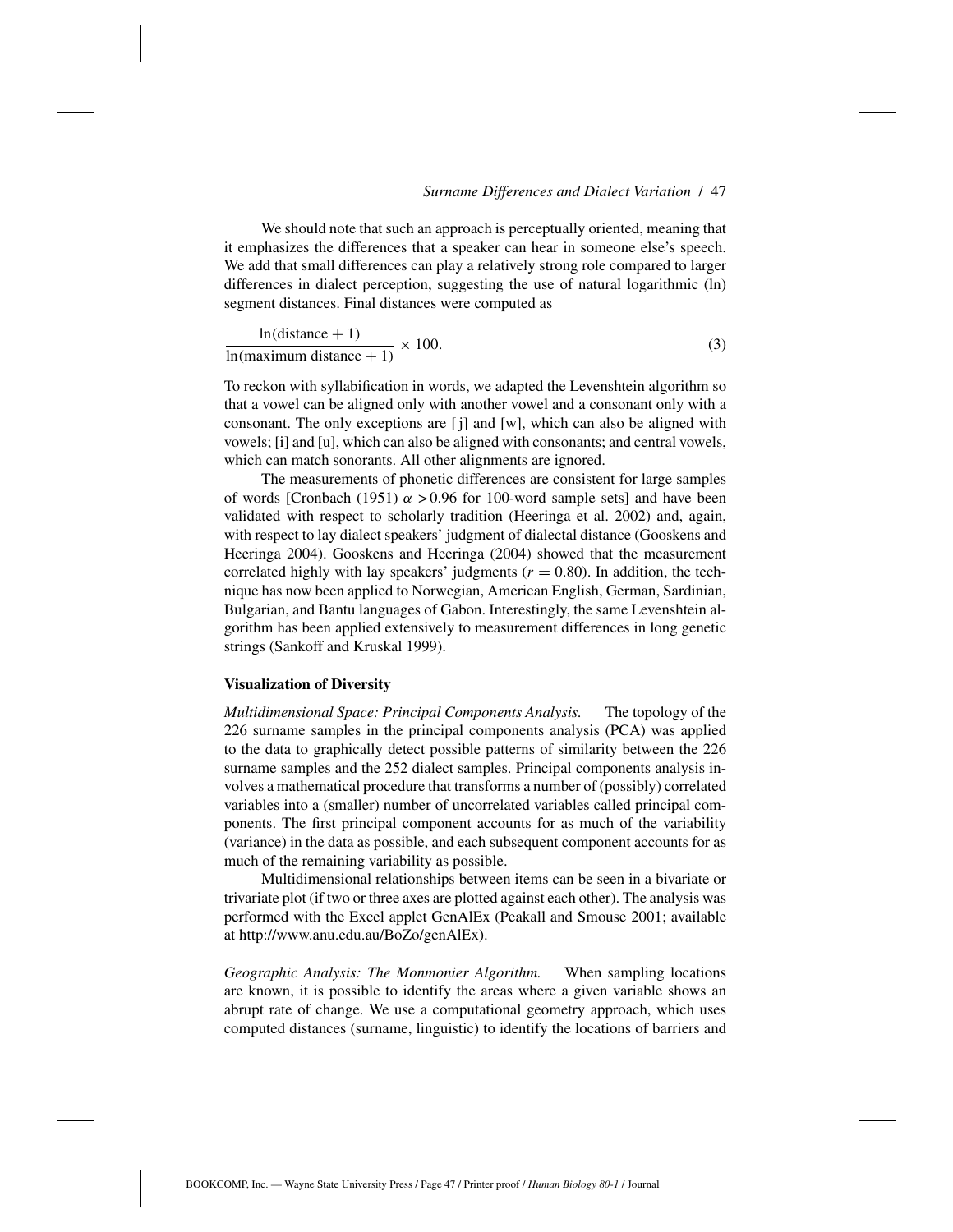We should note that such an approach is perceptually oriented, meaning that it emphasizes the differences that a speaker can hear in someone else's speech. We add that small differences can play a relatively strong role compared to larger differences in dialect perception, suggesting the use of natural logarithmic (ln) segment distances. Final distances were computed as

$$\frac{\ln(\text{distance} + 1)}{\ln(\text{maximum distance} + 1)} \times 100. \tag{3}$$

To reckon with syllabification in words, we adapted the Levenshtein algorithm so that a vowel can be aligned only with another vowel and a consonant only with a consonant. The only exceptions are [j] and [w], which can also be aligned with vowels; [i] and [u], which can also be aligned with consonants; and central vowels, which can match sonorants. All other alignments are ignored.

The measurements of phonetic differences are consistent for large samples of words [Cronbach (1951) $\alpha > 0.96$ for 100-word sample sets] and have been validated with respect to scholarly tradition (Heeringa et al. 2002) and, again, with respect to lay dialect speakers' judgment of dialectal distance (Gooskens and Heeringa 2004). Gooskens and Heeringa (2004) showed that the measurement correlated highly with lay speakers' judgments ($r = 0.80$). In addition, the technique has now been applied to Norwegian, American English, German, Sardinian, Bulgarian, and Bantu languages of Gabon. Interestingly, the same Levenshtein algorithm has been applied extensively to measurement differences in long genetic strings (Sankoff and Kruskal 1999).

### Visualization of Diversity

*Multidimensional Space: Principal Components Analysis.* The topology of the 226 surname samples in the principal components analysis (PCA) was applied to the data to graphically detect possible patterns of similarity between the 226 surname samples and the 252 dialect samples. Principal components analysis involves a mathematical procedure that transforms a number of (possibly) correlated variables into a (smaller) number of uncorrelated variables called principal components. The first principal component accounts for as much of the variability (variance) in the data as possible, and each subsequent component accounts for as much of the remaining variability as possible.

Multidimensional relationships between items can be seen in a bivariate or trivariate plot (if two or three axes are plotted against each other). The analysis was performed with the Excel applet GenAlEx (Peakall and Smouse 2001; available at http://www.anu.edu.au/BoZo/genAlEx).

*Geographic Analysis: The Monmonier Algorithm.* When sampling locations are known, it is possible to identify the areas where a given variable shows an abrupt rate of change. We use a computational geometry approach, which uses computed distances (surname, linguistic) to identify the locations of barriers and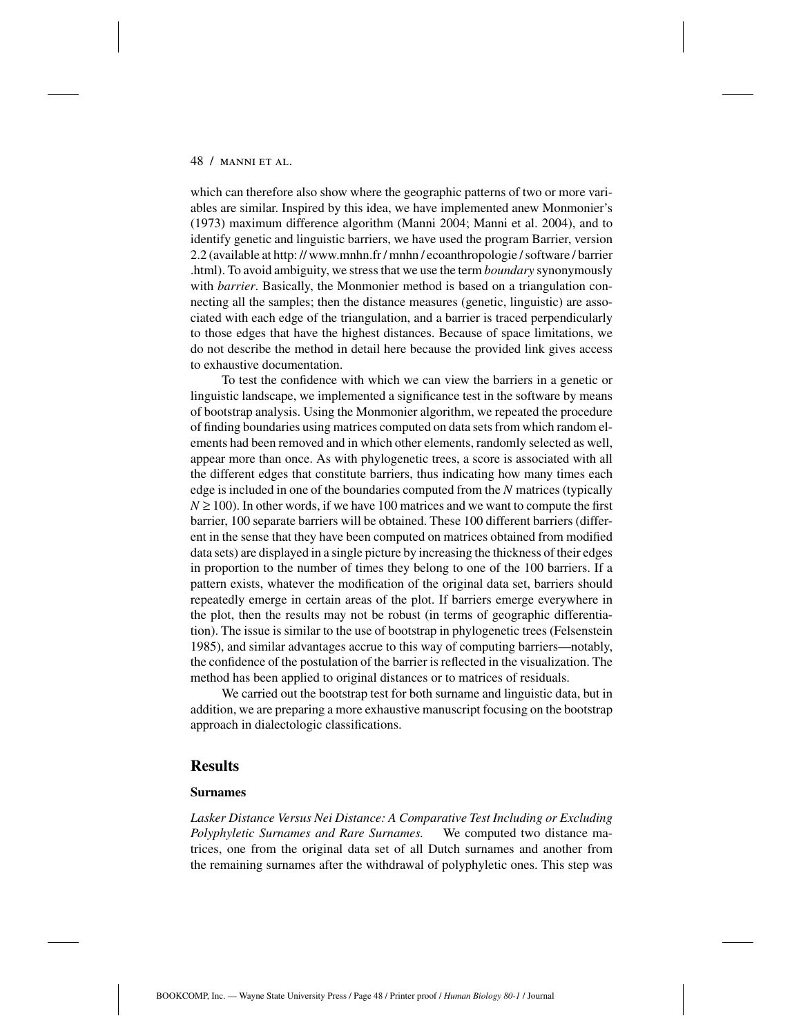which can therefore also show where the geographic patterns of two or more variables are similar. Inspired by this idea, we have implemented anew Monmonier's (1973) maximum difference algorithm (Manni 2004; Manni et al. 2004), and to identify genetic and linguistic barriers, we have used the program Barrier, version 2.2 (available at http://www.mnhn.fr/mnhn/ecoanthropologie/software/barrier.html). To avoid ambiguity, we stress that we use the term *boundary* synonymously with *barrier*. Basically, the Monmonier method is based on a triangulation connecting all the samples; then the distance measures (genetic, linguistic) are associated with each edge of the triangulation, and a barrier is traced perpendicularly to those edges that have the highest distances. Because of space limitations, we do not describe the method in detail here because the provided link gives access to exhaustive documentation.

To test the confidence with which we can view the barriers in a genetic or linguistic landscape, we implemented a significance test in the software by means of bootstrap analysis. Using the Monmonier algorithm, we repeated the procedure of finding boundaries using matrices computed on data sets from which random elements had been removed and in which other elements, randomly selected as well, appear more than once. As with phylogenetic trees, a score is associated with all the different edges that constitute barriers, thus indicating how many times each edge is included in one of the boundaries computed from the $N$ matrices (typically $N \geq 100$). In other words, if we have 100 matrices and we want to compute the first barrier, 100 separate barriers will be obtained. These 100 different barriers (different in the sense that they have been computed on matrices obtained from modified data sets) are displayed in a single picture by increasing the thickness of their edges in proportion to the number of times they belong to one of the 100 barriers. If a pattern exists, whatever the modification of the original data set, barriers should repeatedly emerge in certain areas of the plot. If barriers emerge everywhere in the plot, then the results may not be robust (in terms of geographic differentiation). The issue is similar to the use of bootstrap in phylogenetic trees (Felsenstein 1985), and similar advantages accrue to this way of computing barriers—notably, the confidence of the postulation of the barrier is reflected in the visualization. The method has been applied to original distances or to matrices of residuals.

We carried out the bootstrap test for both surname and linguistic data, but in addition, we are preparing a more exhaustive manuscript focusing on the bootstrap approach in dialectologic classifications.

## Results

### Surnames

*Lasker Distance Versus Nei Distance: A Comparative Test Including or Excluding Polyphyletic Surnames and Rare Surnames.* We computed two distance matrices, one from the original data set of all Dutch surnames and another from the remaining surnames after the withdrawal of polyphyletic ones. This step was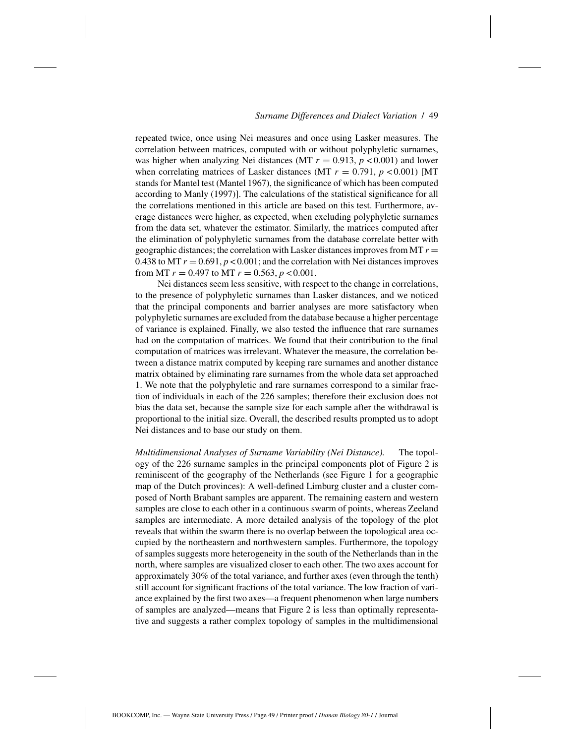repeated twice, once using Nei measures and once using Lasker measures. The correlation between matrices, computed with or without polyphyletic surnames, was higher when analyzing Nei distances (MT $r = 0.913$, $p < 0.001$) and lower when correlating matrices of Lasker distances (MT $r = 0.791$, $p < 0.001$) [MT stands for Mantel test (Mantel 1967), the significance of which has been computed according to Manly (1997)]. The calculations of the statistical significance for all the correlations mentioned in this article are based on this test. Furthermore, average distances were higher, as expected, when excluding polyphyletic surnames from the data set, whatever the estimator. Similarly, the matrices computed after the elimination of polyphyletic surnames from the database correlate better with geographic distances; the correlation with Lasker distances improves from MT $r = 0.438$ to MT $r = 0.691$, $p < 0.001$; and the correlation with Nei distances improves from MT $r = 0.497$ to MT $r = 0.563$, $p < 0.001$.

Nei distances seem less sensitive, with respect to the change in correlations, to the presence of polyphyletic surnames than Lasker distances, and we noticed that the principal components and barrier analyses are more satisfactory when polyphyletic surnames are excluded from the database because a higher percentage of variance is explained. Finally, we also tested the influence that rare surnames had on the computation of matrices. We found that their contribution to the final computation of matrices was irrelevant. Whatever the measure, the correlation between a distance matrix computed by keeping rare surnames and another distance matrix obtained by eliminating rare surnames from the whole data set approached 1. We note that the polyphyletic and rare surnames correspond to a similar fraction of individuals in each of the 226 samples; therefore their exclusion does not bias the data set, because the sample size for each sample after the withdrawal is proportional to the initial size. Overall, the described results prompted us to adopt Nei distances and to base our study on them.

*Multidimensional Analyses of Surname Variability (Nei Distance).* The topology of the 226 surname samples in the principal components plot of Figure 2 is reminiscent of the geography of the Netherlands (see Figure 1 for a geographic map of the Dutch provinces): A well-defined Limburg cluster and a cluster composed of North Brabant samples are apparent. The remaining eastern and western samples are close to each other in a continuous swarm of points, whereas Zeeland samples are intermediate. A more detailed analysis of the topology of the plot reveals that within the swarm there is no overlap between the topological area occupied by the northeastern and northwestern samples. Furthermore, the topology of samples suggests more heterogeneity in the south of the Netherlands than in the north, where samples are visualized closer to each other. The two axes account for approximately 30% of the total variance, and further axes (even through the tenth) still account for significant fractions of the total variance. The low fraction of variance explained by the first two axes—a frequent phenomenon when large numbers of samples are analyzed—means that Figure 2 is less than optimally representative and suggests a rather complex topology of samples in the multidimensional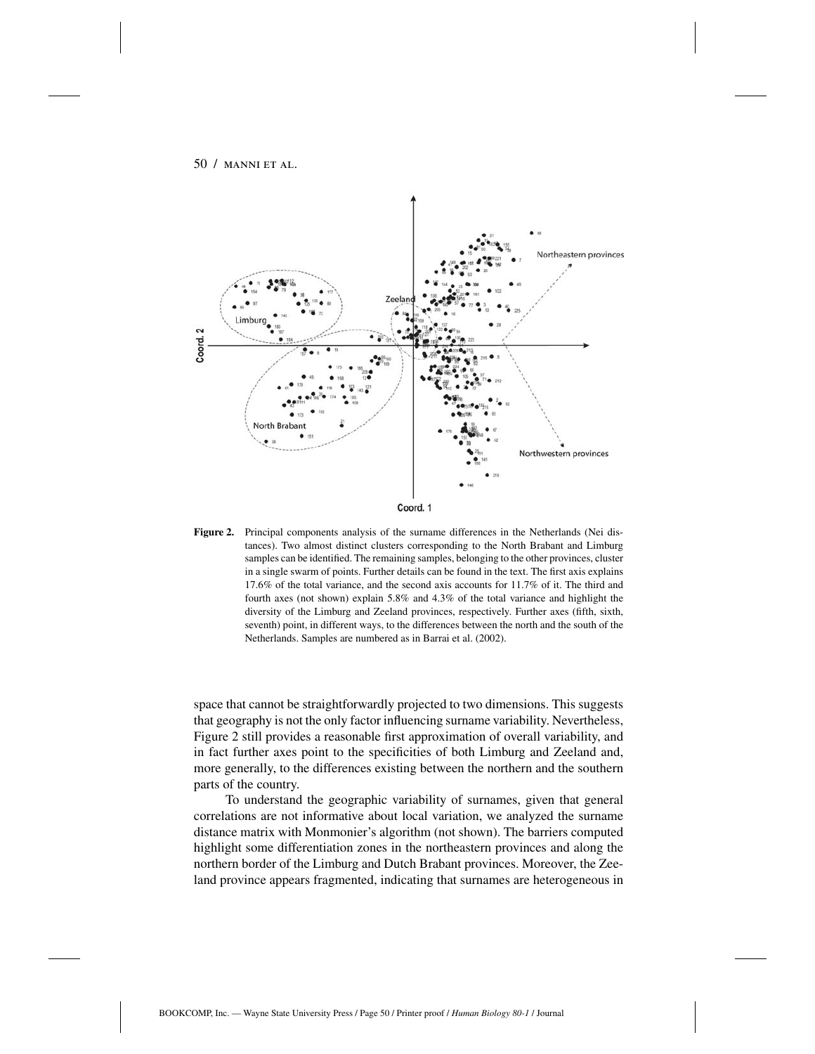**Figure 2.** Principal components analysis of the surname differences in the Netherlands (Nei distances). Two almost distinct clusters corresponding to the North Brabant and Limburg samples can be identified. The remaining samples, belonging to the other provinces, cluster in a single swarm of points. Further details can be found in the text. The first axis explains 17.6% of the total variance, and the second axis accounts for 11.7% of it. The third and fourth axes (not shown) explain 5.8% and 4.3% of the total variance and highlight the diversity of the Limburg and Zeeland provinces, respectively. Further axes (fifth, sixth, seventh) point, in different ways, to the differences between the north and the south of the Netherlands. Samples are numbered as in Barrai et al. (2002).

space that cannot be straightforwardly projected to two dimensions. This suggests that geography is not the only factor influencing surname variability. Nevertheless, Figure 2 still provides a reasonable first approximation of overall variability, and in fact further axes point to the specificities of both Limburg and Zeeland and, more generally, to the differences existing between the northern and the southern parts of the country.

To understand the geographic variability of surnames, given that general correlations are not informative about local variation, we analyzed the surname distance matrix with Monmonier's algorithm (not shown). The barriers computed highlight some differentiation zones in the northeastern provinces and along the northern border of the Limburg and Dutch Brabant provinces. Moreover, the Zeeland province appears fragmented, indicating that surnames are heterogeneous in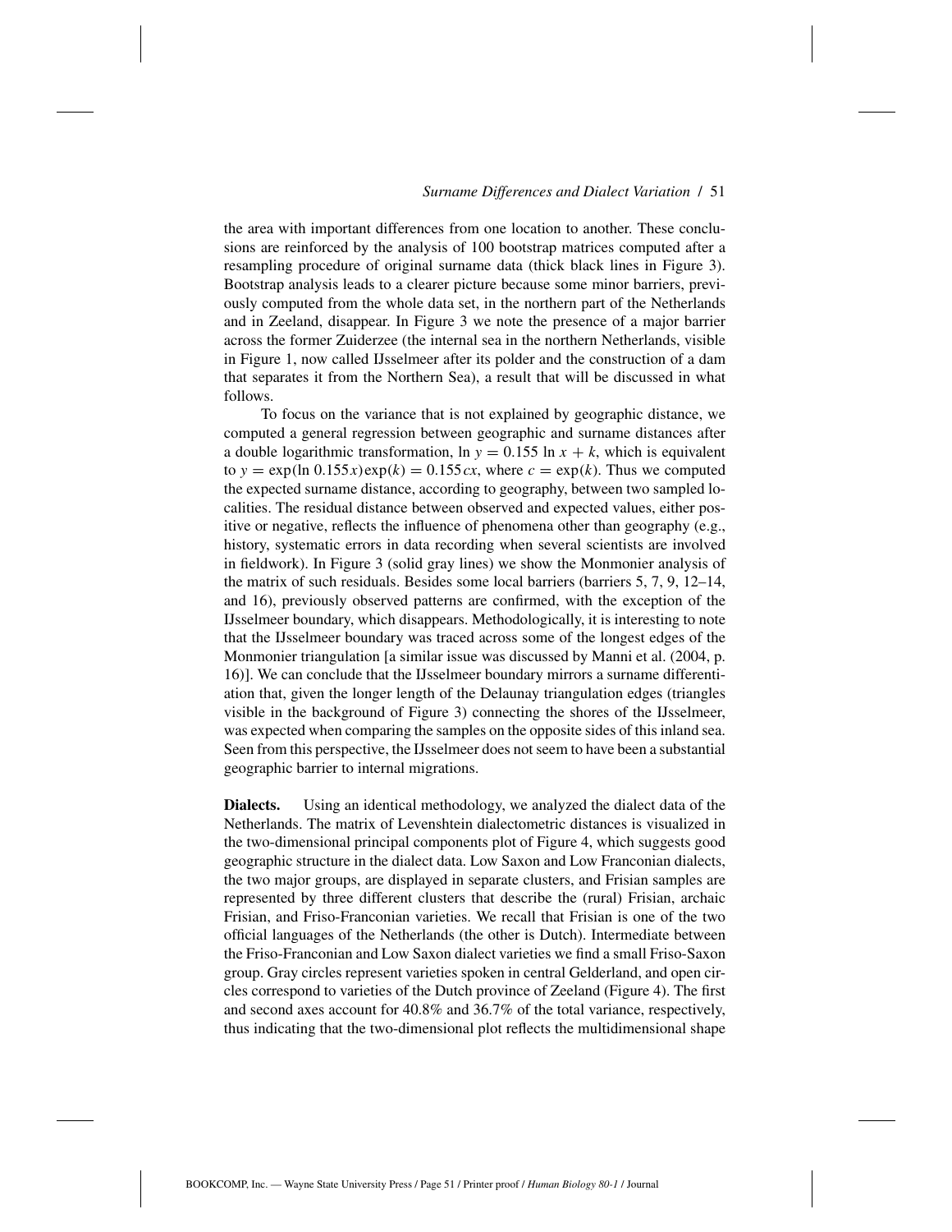the area with important differences from one location to another. These conclusions are reinforced by the analysis of 100 bootstrap matrices computed after a resampling procedure of original surname data (thick black lines in Figure 3). Bootstrap analysis leads to a clearer picture because some minor barriers, previously computed from the whole data set, in the northern part of the Netherlands and in Zeeland, disappear. In Figure 3 we note the presence of a major barrier across the former Zuiderzee (the internal sea in the northern Netherlands, visible in Figure 1, now called IJsselmeer after its polder and the construction of a dam that separates it from the Northern Sea), a result that will be discussed in what follows.

To focus on the variance that is not explained by geographic distance, we computed a general regression between geographic and surname distances after a double logarithmic transformation, $\ln y = 0.155 \ln x + k$, which is equivalent to $y = \exp(\ln 0.155x)\exp(k) = 0.155cx$, where $c = \exp(k)$. Thus we computed the expected surname distance, according to geography, between two sampled localities. The residual distance between observed and expected values, either positive or negative, reflects the influence of phenomena other than geography (e.g., history, systematic errors in data recording when several scientists are involved in fieldwork). In Figure 3 (solid gray lines) we show the Monmonier analysis of the matrix of such residuals. Besides some local barriers (barriers 5, 7, 9, 12–14, and 16), previously observed patterns are confirmed, with the exception of the IJsselmeer boundary, which disappears. Methodologically, it is interesting to note that the IJsselmeer boundary was traced across some of the longest edges of the Monmonier triangulation [a similar issue was discussed by Manni et al. (2004, p. 16)]. We can conclude that the IJsselmeer boundary mirrors a surname differentiation that, given the longer length of the Delaunay triangulation edges (triangles visible in the background of Figure 3) connecting the shores of the IJsselmeer, was expected when comparing the samples on the opposite sides of this inland sea. Seen from this perspective, the IJsselmeer does not seem to have been a substantial geographic barrier to internal migrations.

**Dialects.** Using an identical methodology, we analyzed the dialect data of the Netherlands. The matrix of Levenshtein dialectometric distances is visualized in the two-dimensional principal components plot of Figure 4, which suggests good geographic structure in the dialect data. Low Saxon and Low Franconian dialects, the two major groups, are displayed in separate clusters, and Frisian samples are represented by three different clusters that describe the (rural) Frisian, archaic Frisian, and Friso-Franconian varieties. We recall that Frisian is one of the two official languages of the Netherlands (the other is Dutch). Intermediate between the Friso-Franconian and Low Saxon dialect varieties we find a small Friso-Saxon group. Gray circles represent varieties spoken in central Gelderland, and open circles correspond to varieties of the Dutch province of Zeeland (Figure 4). The first and second axes account for 40.8% and 36.7% of the total variance, respectively, thus indicating that the two-dimensional plot reflects the multidimensional shape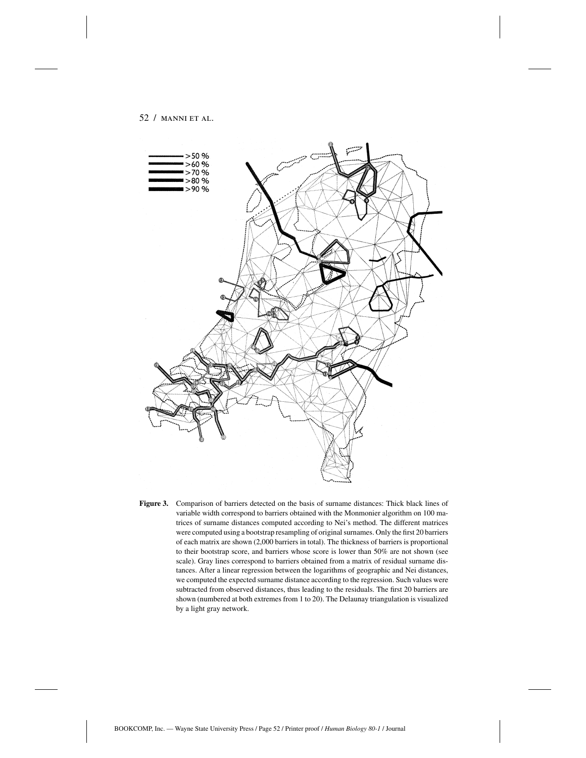**Figure 3.** Comparison of barriers detected on the basis of surname distances: Thick black lines of variable width correspond to barriers obtained with the Monmonier algorithm on 100 matrices of surname distances computed according to Nei's method. The different matrices were computed using a bootstrap resampling of original surnames. Only the first 20 barriers of each matrix are shown (2,000 barriers in total). The thickness of barriers is proportional to their bootstrap score, and barriers whose score is lower than 50% are not shown (see scale). Gray lines correspond to barriers obtained from a matrix of residual surname distances. After a linear regression between the logarithms of geographic and Nei distances, we computed the expected surname distance according to the regression. Such values were subtracted from observed distances, thus leading to the residuals. The first 20 barriers are shown (numbered at both extremes from 1 to 20). The Delaunay triangulation is visualized by a light gray network.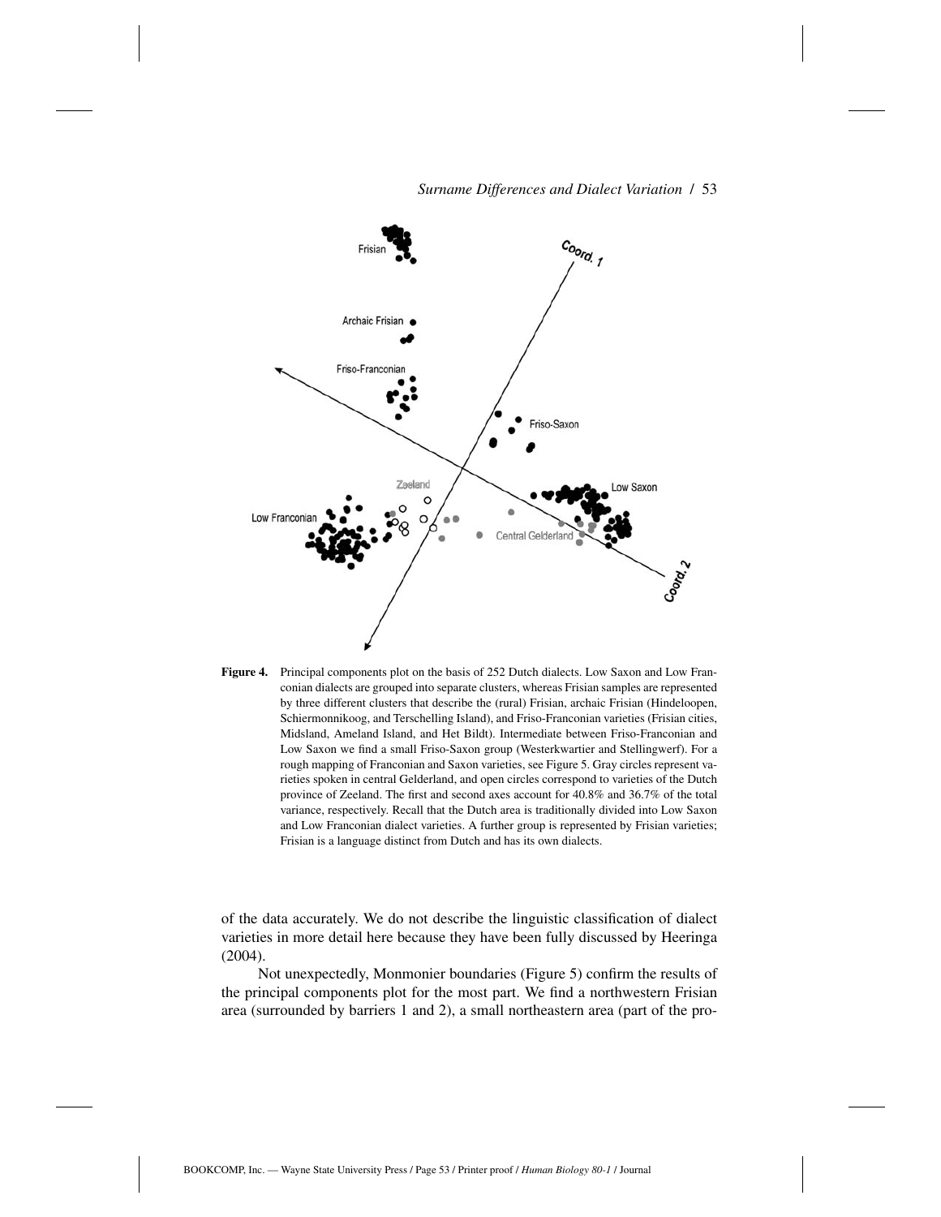**Figure 4.** Principal components plot on the basis of 252 Dutch dialects. Low Saxon and Low Franconian dialects are grouped into separate clusters, whereas Frisian samples are represented by three different clusters that describe the (rural) Frisian, archaic Frisian (Hindeloopen, Schiermonnikoog, and Terschelling Island), and Friso-Franconian varieties (Frisian cities, Midsland, Ameland Island, and Het Bildt). Intermediate between Friso-Franconian and Low Saxon we find a small Friso-Saxon group (Westerkwartier and Stellingwerf). For a rough mapping of Franconian and Saxon varieties, see Figure 5. Gray circles represent varieties spoken in central Gelderland, and open circles correspond to varieties of the Dutch province of Zeeland. The first and second axes account for 40.8% and 36.7% of the total variance, respectively. Recall that the Dutch area is traditionally divided into Low Saxon and Low Franconian dialect varieties. A further group is represented by Frisian varieties; Frisian is a language distinct from Dutch and has its own dialects.

of the data accurately. We do not describe the linguistic classification of dialect varieties in more detail here because they have been fully discussed by Heeringa (2004).

Not unexpectedly, Monmonier boundaries (Figure 5) confirm the results of the principal components plot for the most part. We find a northwestern Frisian area (surrounded by barriers 1 and 2), a small northeastern area (part of the pro-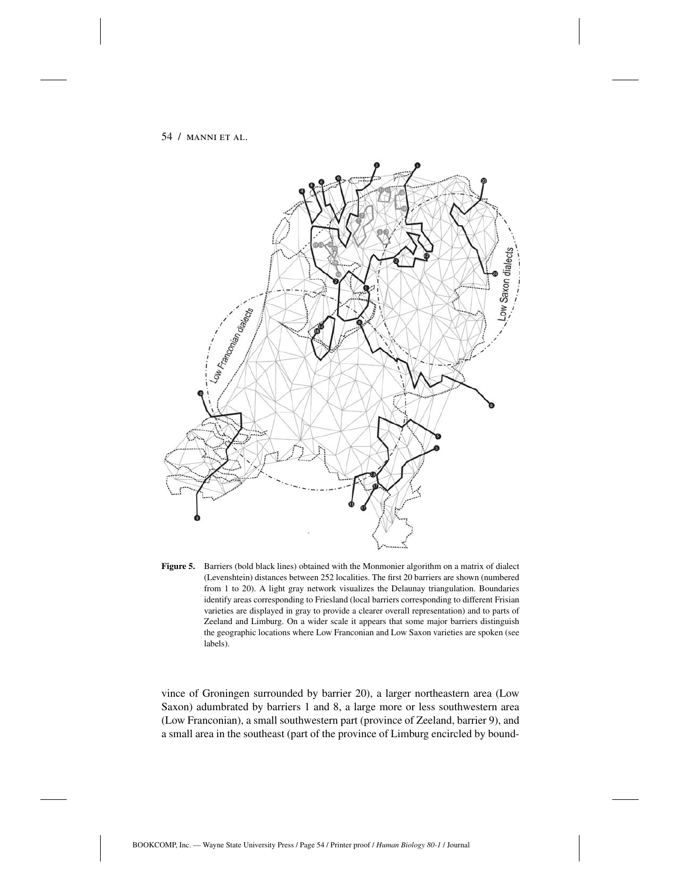**Figure 5.** Barriers (bold black lines) obtained with the Monmonier algorithm on a matrix of dialect (Levenshtein) distances between 252 localities. The first 20 barriers are shown (numbered from 1 to 20). A light gray network visualizes the Delaunay triangulation. Boundaries identify areas corresponding to Friesland (local barriers corresponding to different Frisian varieties are displayed in gray to provide a clearer overall representation) and to parts of Zeeland and Limburg. On a wider scale it appears that some major barriers distinguish the geographic locations where Low Franconian and Low Saxon varieties are spoken (see labels).

vince of Groningen surrounded by barrier 20), a larger northeastern area (Low Saxon) adumbrated by barriers 1 and 8, a large more or less southwestern area (Low Franconian), a small southwestern part (province of Zeeland, barrier 9), and a small area in the southeast (part of the province of Limburg encircled by bound-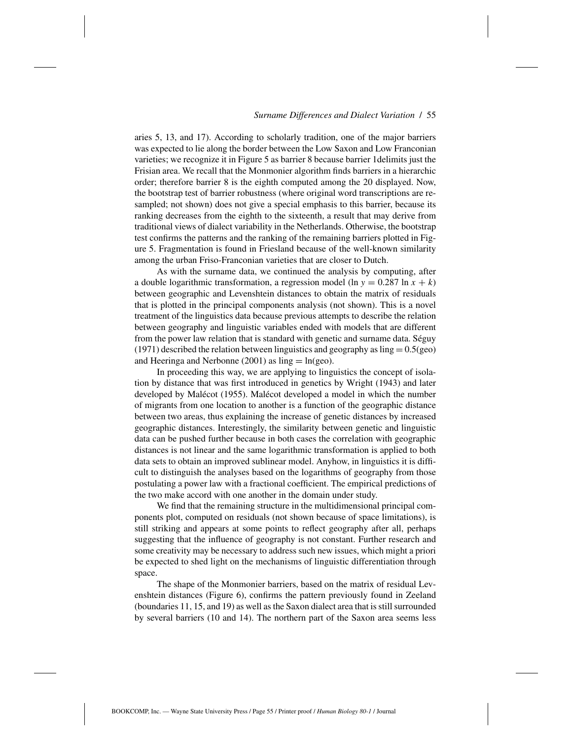aries 5, 13, and 17). According to scholarly tradition, one of the major barriers was expected to lie along the border between the Low Saxon and Low Franconian varieties; we recognize it in Figure 5 as barrier 8 because barrier 1delimits just the Frisian area. We recall that the Monmonier algorithm finds barriers in a hierarchic order; therefore barrier 8 is the eighth computed among the 20 displayed. Now, the bootstrap test of barrier robustness (where original word transcriptions are resampled; not shown) does not give a special emphasis to this barrier, because its ranking decreases from the eighth to the sixteenth, a result that may derive from traditional views of dialect variability in the Netherlands. Otherwise, the bootstrap test confirms the patterns and the ranking of the remaining barriers plotted in Figure 5. Fragmentation is found in Friesland because of the well-known similarity among the urban Friso-Franconian varieties that are closer to Dutch.

As with the surname data, we continued the analysis by computing, after a double logarithmic transformation, a regression model ($\ln y = 0.287 \ln x + k$) between geographic and Levenshtein distances to obtain the matrix of residuals that is plotted in the principal components analysis (not shown). This is a novel treatment of the linguistics data because previous attempts to describe the relation between geography and linguistic variables ended with models that are different from the power law relation that is standard with genetic and surname data. Séguy (1971) described the relation between linguistics and geography as $\text{ling} = 0.5(\text{geo})$ and Heeringa and Nerbonne (2001) as $\text{ling} = \ln(\text{geo})$.

In proceeding this way, we are applying to linguistics the concept of isolation by distance that was first introduced in genetics by Wright (1943) and later developed by Malécot (1955). Malécot developed a model in which the number of migrants from one location to another is a function of the geographic distance between two areas, thus explaining the increase of genetic distances by increased geographic distances. Interestingly, the similarity between genetic and linguistic data can be pushed further because in both cases the correlation with geographic distances is not linear and the same logarithmic transformation is applied to both data sets to obtain an improved sublinear model. Anyhow, in linguistics it is difficult to distinguish the analyses based on the logarithms of geography from those postulating a power law with a fractional coefficient. The empirical predictions of the two make accord with one another in the domain under study.

We find that the remaining structure in the multidimensional principal components plot, computed on residuals (not shown because of space limitations), is still striking and appears at some points to reflect geography after all, perhaps suggesting that the influence of geography is not constant. Further research and some creativity may be necessary to address such new issues, which might a priori be expected to shed light on the mechanisms of linguistic differentiation through space.

The shape of the Monmonier barriers, based on the matrix of residual Levenshtein distances (Figure 6), confirms the pattern previously found in Zeeland (boundaries 11, 15, and 19) as well as the Saxon dialect area that is still surrounded by several barriers (10 and 14). The northern part of the Saxon area seems less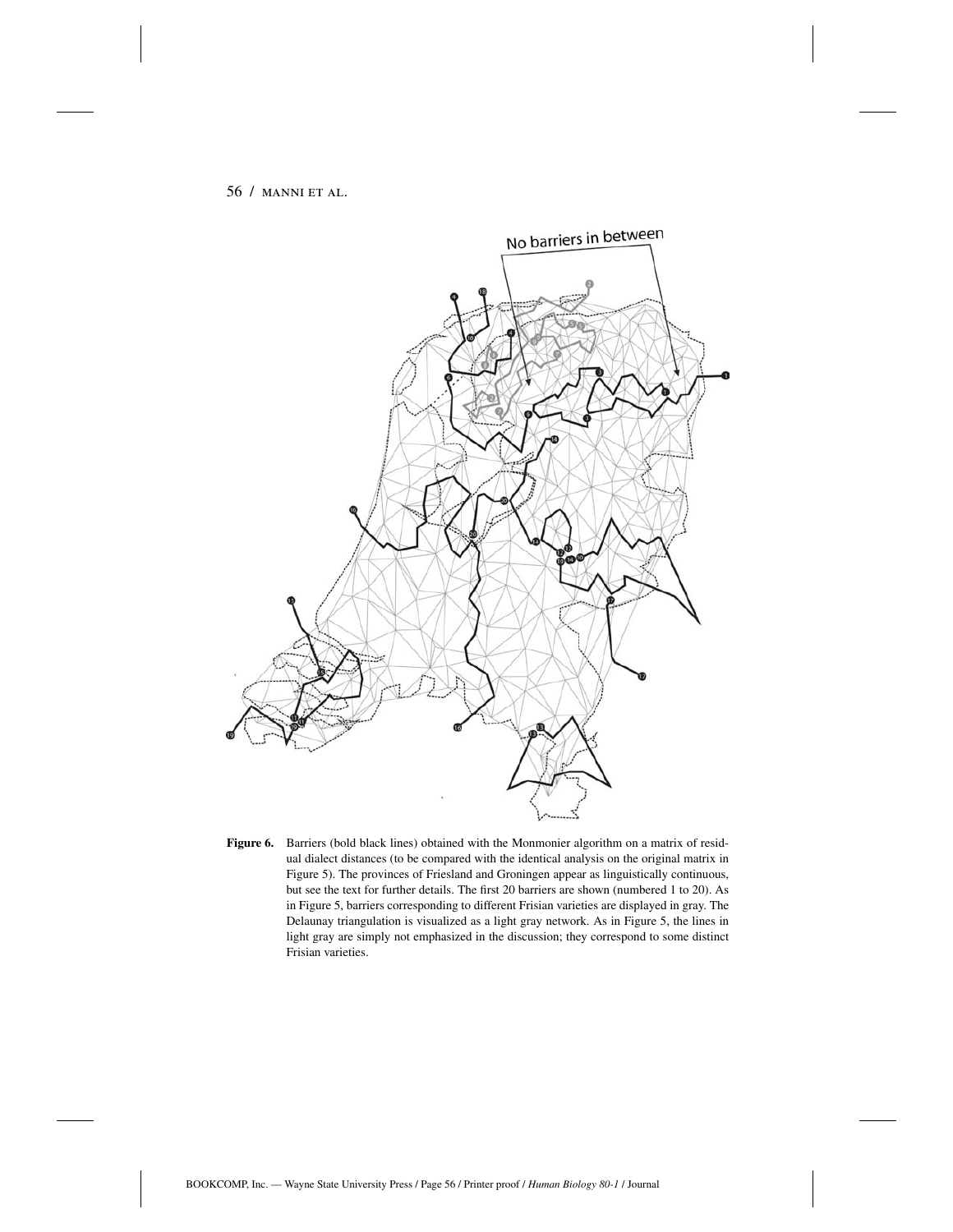No barriers in between

**Figure 6.** Barriers (bold black lines) obtained with the Monmonier algorithm on a matrix of residual dialect distances (to be compared with the identical analysis on the original matrix in Figure 5). The provinces of Friesland and Groningen appear as linguistically continuous, but see the text for further details. The first 20 barriers are shown (numbered 1 to 20). As in Figure 5, barriers corresponding to different Frisian varieties are displayed in gray. The Delaunay triangulation is visualized as a light gray network. As in Figure 5, the lines in light gray are simply not emphasized in the discussion; they correspond to some distinct Frisian varieties.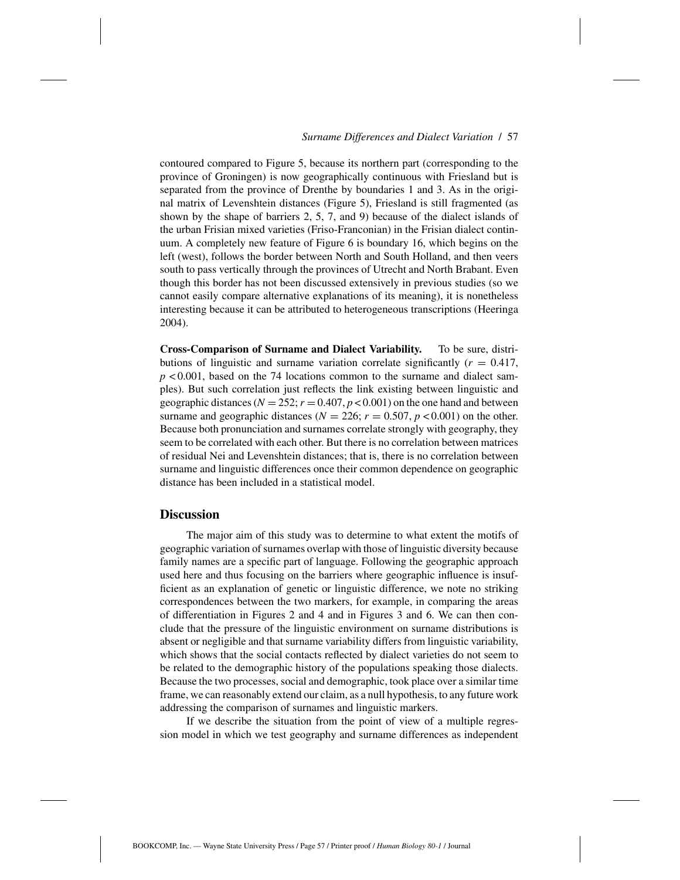contoured compared to Figure 5, because its northern part (corresponding to the province of Groningen) is now geographically continuous with Friesland but is separated from the province of Drenthe by boundaries 1 and 3. As in the original matrix of Levenshtein distances (Figure 5), Friesland is still fragmented (as shown by the shape of barriers 2, 5, 7, and 9) because of the dialect islands of the urban Frisian mixed varieties (Friso-Franconian) in the Frisian dialect continuum. A completely new feature of Figure 6 is boundary 16, which begins on the left (west), follows the border between North and South Holland, and then veers south to pass vertically through the provinces of Utrecht and North Brabant. Even though this border has not been discussed extensively in previous studies (so we cannot easily compare alternative explanations of its meaning), it is nonetheless interesting because it can be attributed to heterogeneous transcriptions (Heeringa 2004).

**Cross-Comparison of Surname and Dialect Variability.** To be sure, distributions of linguistic and surname variation correlate significantly ($r = 0.417$, $p < 0.001$, based on the 74 locations common to the surname and dialect samples). But such correlation just reflects the link existing between linguistic and geographic distances ($N = 252$; $r = 0.407$, $p < 0.001$) on the one hand and between surname and geographic distances ($N = 226$; $r = 0.507$, $p < 0.001$) on the other. Because both pronunciation and surnames correlate strongly with geography, they seem to be correlated with each other. But there is no correlation between matrices of residual Nei and Levenshtein distances; that is, there is no correlation between surname and linguistic differences once their common dependence on geographic distance has been included in a statistical model.

## Discussion

The major aim of this study was to determine to what extent the motifs of geographic variation of surnames overlap with those of linguistic diversity because family names are a specific part of language. Following the geographic approach used here and thus focusing on the barriers where geographic influence is insufficient as an explanation of genetic or linguistic difference, we note no striking correspondences between the two markers, for example, in comparing the areas of differentiation in Figures 2 and 4 and in Figures 3 and 6. We can then conclude that the pressure of the linguistic environment on surname distributions is absent or negligible and that surname variability differs from linguistic variability, which shows that the social contacts reflected by dialect varieties do not seem to be related to the demographic history of the populations speaking those dialects. Because the two processes, social and demographic, took place over a similar time frame, we can reasonably extend our claim, as a null hypothesis, to any future work addressing the comparison of surnames and linguistic markers.

If we describe the situation from the point of view of a multiple regression model in which we test geography and surname differences as independent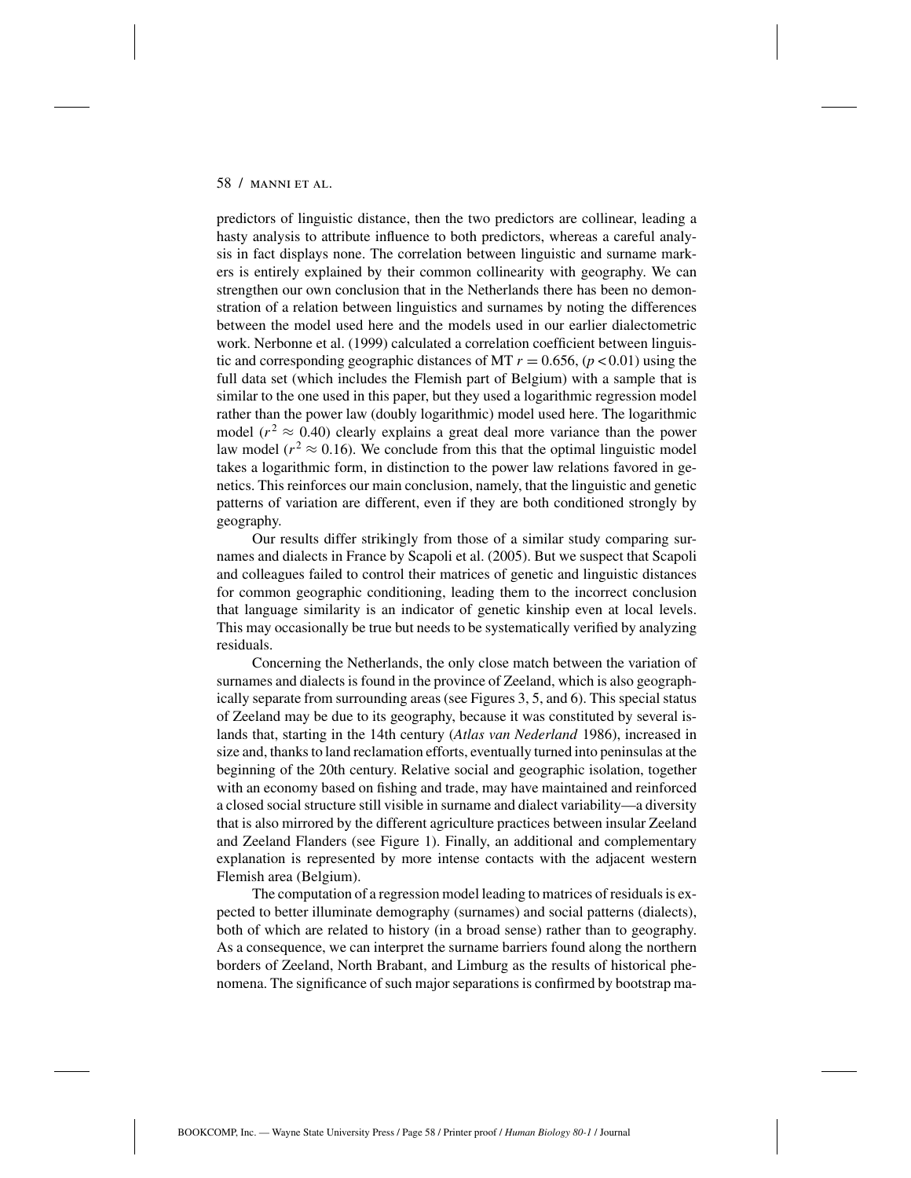predictors of linguistic distance, then the two predictors are collinear, leading a hasty analysis to attribute influence to both predictors, whereas a careful analysis in fact displays none. The correlation between linguistic and surname markers is entirely explained by their common collinearity with geography. We can strengthen our own conclusion that in the Netherlands there has been no demonstration of a relation between linguistics and surnames by noting the differences between the model used here and the models used in our earlier dialectometric work. Nerbonne et al. (1999) calculated a correlation coefficient between linguistic and corresponding geographic distances of MT $r = 0.656$, ($p < 0.01$) using the full data set (which includes the Flemish part of Belgium) with a sample that is similar to the one used in this paper, but they used a logarithmic regression model rather than the power law (doubly logarithmic) model used here. The logarithmic model ($r^2 \approx 0.40$) clearly explains a great deal more variance than the power law model ($r^2 \approx 0.16$). We conclude from this that the optimal linguistic model takes a logarithmic form, in distinction to the power law relations favored in genetics. This reinforces our main conclusion, namely, that the linguistic and genetic patterns of variation are different, even if they are both conditioned strongly by geography.

Our results differ strikingly from those of a similar study comparing surnames and dialects in France by Scapoli et al. (2005). But we suspect that Scapoli and colleagues failed to control their matrices of genetic and linguistic distances for common geographic conditioning, leading them to the incorrect conclusion that language similarity is an indicator of genetic kinship even at local levels. This may occasionally be true but needs to be systematically verified by analyzing residuals.

Concerning the Netherlands, the only close match between the variation of surnames and dialects is found in the province of Zeeland, which is also geographically separate from surrounding areas (see Figures 3, 5, and 6). This special status of Zeeland may be due to its geography, because it was constituted by several islands that, starting in the 14th century (*Atlas van Nederland* 1986), increased in size and, thanks to land reclamation efforts, eventually turned into peninsulas at the beginning of the 20th century. Relative social and geographic isolation, together with an economy based on fishing and trade, may have maintained and reinforced a closed social structure still visible in surname and dialect variability—a diversity that is also mirrored by the different agriculture practices between insular Zeeland and Zeeland Flanders (see Figure 1). Finally, an additional and complementary explanation is represented by more intense contacts with the adjacent western Flemish area (Belgium).

The computation of a regression model leading to matrices of residuals is expected to better illuminate demography (surnames) and social patterns (dialects), both of which are related to history (in a broad sense) rather than to geography. As a consequence, we can interpret the surname barriers found along the northern borders of Zeeland, North Brabant, and Limburg as the results of historical phenomena. The significance of such major separations is confirmed by bootstrap ma-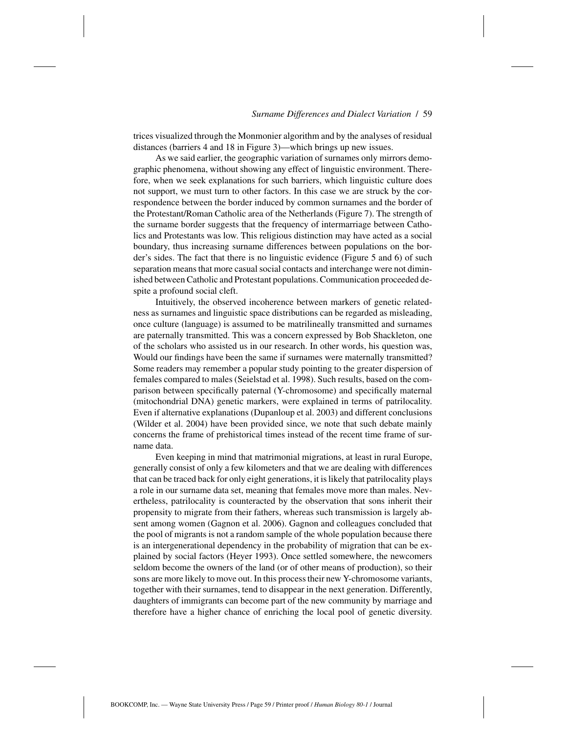trices visualized through the Monmonier algorithm and by the analyses of residual distances (barriers 4 and 18 in Figure 3)—which brings up new issues.

As we said earlier, the geographic variation of surnames only mirrors demographic phenomena, without showing any effect of linguistic environment. Therefore, when we seek explanations for such barriers, which linguistic culture does not support, we must turn to other factors. In this case we are struck by the correspondence between the border induced by common surnames and the border of the Protestant/Roman Catholic area of the Netherlands (Figure 7). The strength of the surname border suggests that the frequency of intermarriage between Catholics and Protestants was low. This religious distinction may have acted as a social boundary, thus increasing surname differences between populations on the border's sides. The fact that there is no linguistic evidence (Figure 5 and 6) of such separation means that more casual social contacts and interchange were not diminished between Catholic and Protestant populations. Communication proceeded despite a profound social cleft.

Intuitively, the observed incoherence between markers of genetic relatedness as surnames and linguistic space distributions can be regarded as misleading, once culture (language) is assumed to be matrilineally transmitted and surnames are paternally transmitted. This was a concern expressed by Bob Shackleton, one of the scholars who assisted us in our research. In other words, his question was, Would our findings have been the same if surnames were maternally transmitted? Some readers may remember a popular study pointing to the greater dispersion of females compared to males (Seielstad et al. 1998). Such results, based on the comparison between specifically paternal (Y-chromosome) and specifically maternal (mitochondrial DNA) genetic markers, were explained in terms of patrilocality. Even if alternative explanations (Dupanloup et al. 2003) and different conclusions (Wilder et al. 2004) have been provided since, we note that such debate mainly concerns the frame of prehistorical times instead of the recent time frame of surname data.

Even keeping in mind that matrimonial migrations, at least in rural Europe, generally consist of only a few kilometers and that we are dealing with differences that can be traced back for only eight generations, it is likely that patrilocality plays a role in our surname data set, meaning that females move more than males. Nevertheless, patrilocality is counteracted by the observation that sons inherit their propensity to migrate from their fathers, whereas such transmission is largely absent among women (Gagnon et al. 2006). Gagnon and colleagues concluded that the pool of migrants is not a random sample of the whole population because there is an intergenerational dependency in the probability of migration that can be explained by social factors (Heyer 1993). Once settled somewhere, the newcomers seldom become the owners of the land (or of other means of production), so their sons are more likely to move out. In this process their new Y-chromosome variants, together with their surnames, tend to disappear in the next generation. Differently, daughters of immigrants can become part of the new community by marriage and therefore have a higher chance of enriching the local pool of genetic diversity.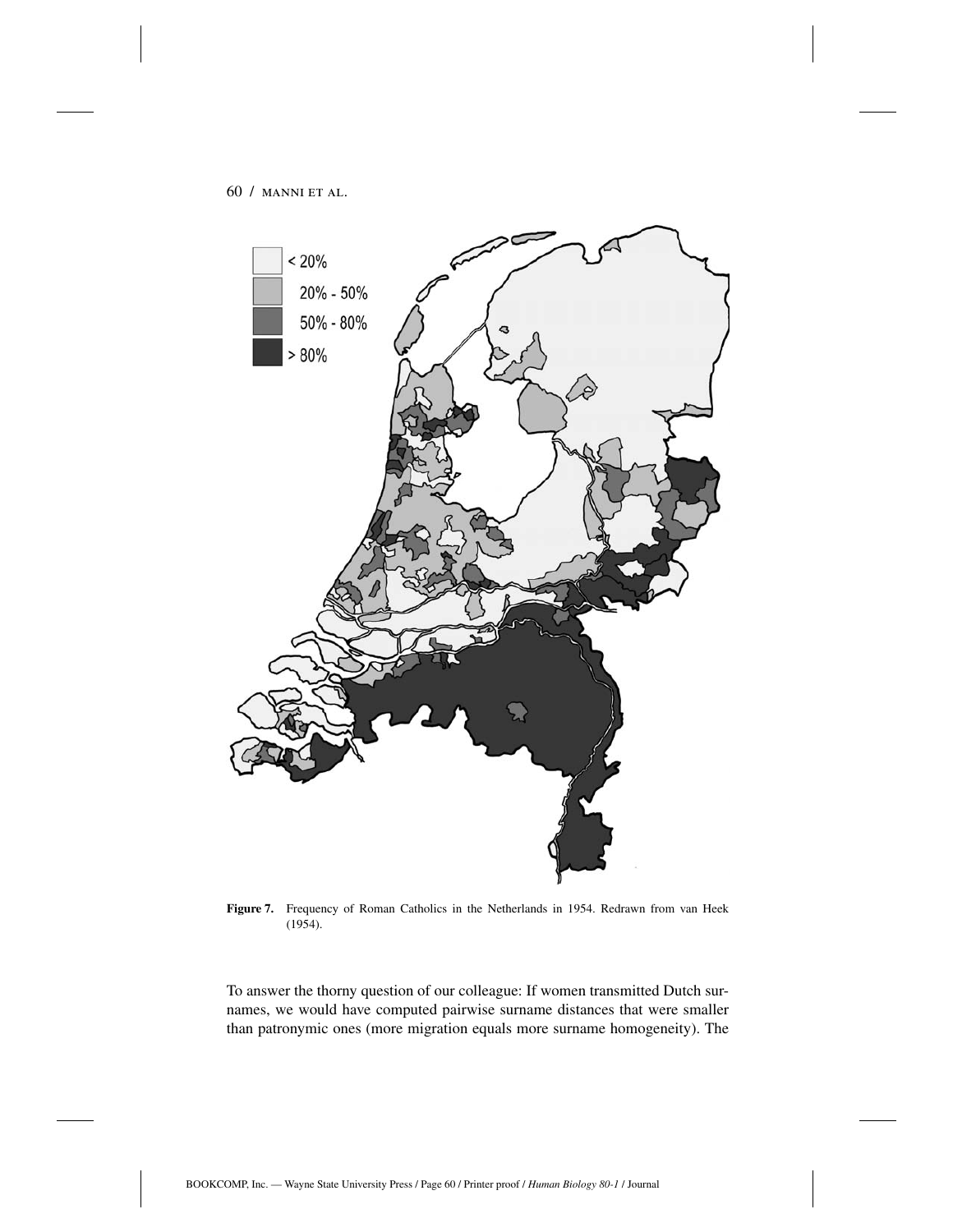Figure 7. Frequency of Roman Catholics in the Netherlands in 1954. Redrawn from van Heek (1954).

To answer the thorny question of our colleague: If women transmitted Dutch surnames, we would have computed pairwise surname distances that were smaller than patronymic ones (more migration equals more surname homogeneity). The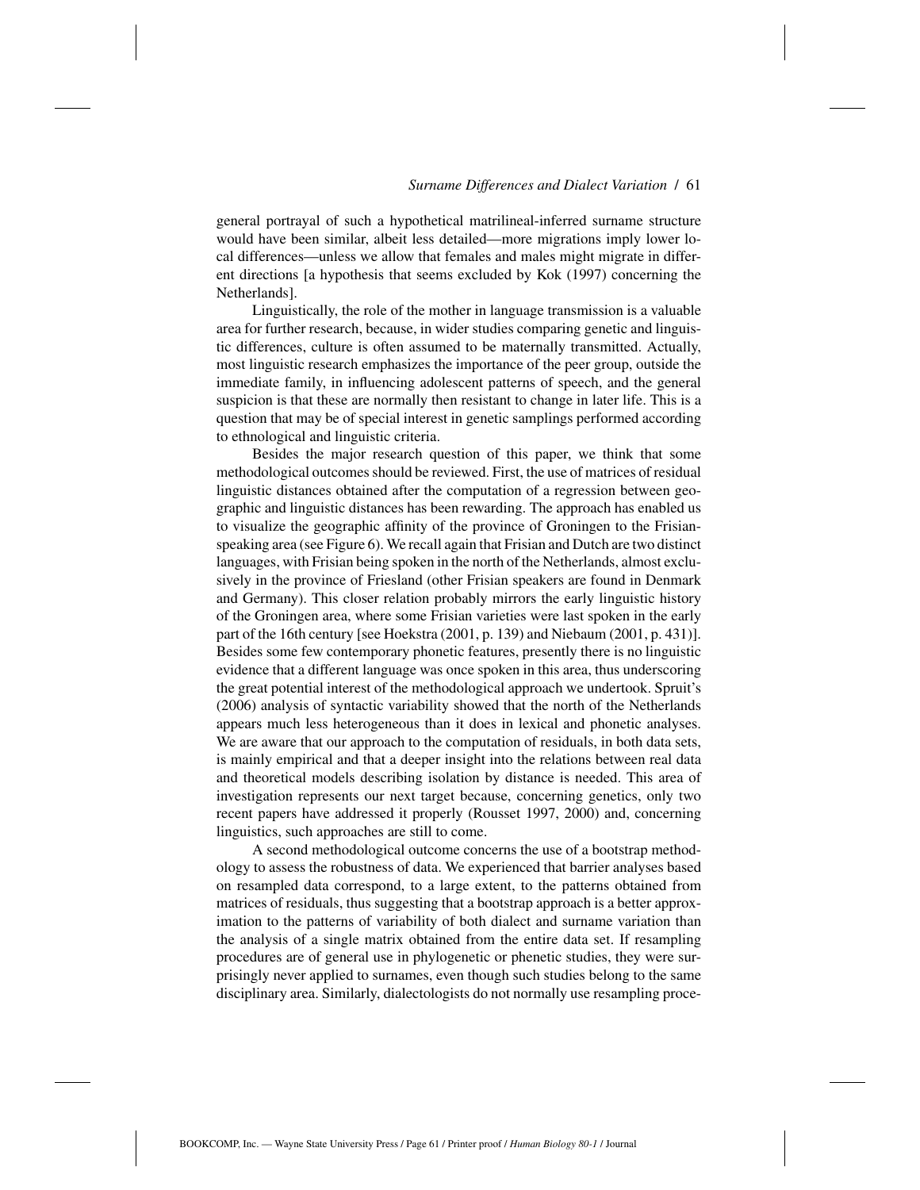general portrayal of such a hypothetical matrilineal-inferred surname structure would have been similar, albeit less detailed—more migrations imply lower local differences—unless we allow that females and males might migrate in different directions [a hypothesis that seems excluded by Kok (1997) concerning the Netherlands].

Linguistically, the role of the mother in language transmission is a valuable area for further research, because, in wider studies comparing genetic and linguistic differences, culture is often assumed to be maternally transmitted. Actually, most linguistic research emphasizes the importance of the peer group, outside the immediate family, in influencing adolescent patterns of speech, and the general suspicion is that these are normally then resistant to change in later life. This is a question that may be of special interest in genetic samplings performed according to ethnological and linguistic criteria.

Besides the major research question of this paper, we think that some methodological outcomes should be reviewed. First, the use of matrices of residual linguistic distances obtained after the computation of a regression between geographic and linguistic distances has been rewarding. The approach has enabled us to visualize the geographic affinity of the province of Groningen to the Frisian-speaking area (see Figure 6). We recall again that Frisian and Dutch are two distinct languages, with Frisian being spoken in the north of the Netherlands, almost exclusively in the province of Friesland (other Frisian speakers are found in Denmark and Germany). This closer relation probably mirrors the early linguistic history of the Groningen area, where some Frisian varieties were last spoken in the early part of the 16th century [see Hoekstra (2001, p. 139) and Niebaum (2001, p. 431)]. Besides some few contemporary phonetic features, presently there is no linguistic evidence that a different language was once spoken in this area, thus underscoring the great potential interest of the methodological approach we undertook. Spruit's (2006) analysis of syntactic variability showed that the north of the Netherlands appears much less heterogeneous than it does in lexical and phonetic analyses. We are aware that our approach to the computation of residuals, in both data sets, is mainly empirical and that a deeper insight into the relations between real data and theoretical models describing isolation by distance is needed. This area of investigation represents our next target because, concerning genetics, only two recent papers have addressed it properly (Rousset 1997, 2000) and, concerning linguistics, such approaches are still to come.

A second methodological outcome concerns the use of a bootstrap methodology to assess the robustness of data. We experienced that barrier analyses based on resampled data correspond, to a large extent, to the patterns obtained from matrices of residuals, thus suggesting that a bootstrap approach is a better approximation to the patterns of variability of both dialect and surname variation than the analysis of a single matrix obtained from the entire data set. If resampling procedures are of general use in phylogenetic or phenetic studies, they were surprisingly never applied to surnames, even though such studies belong to the same disciplinary area. Similarly, dialectologists do not normally use resampling proce-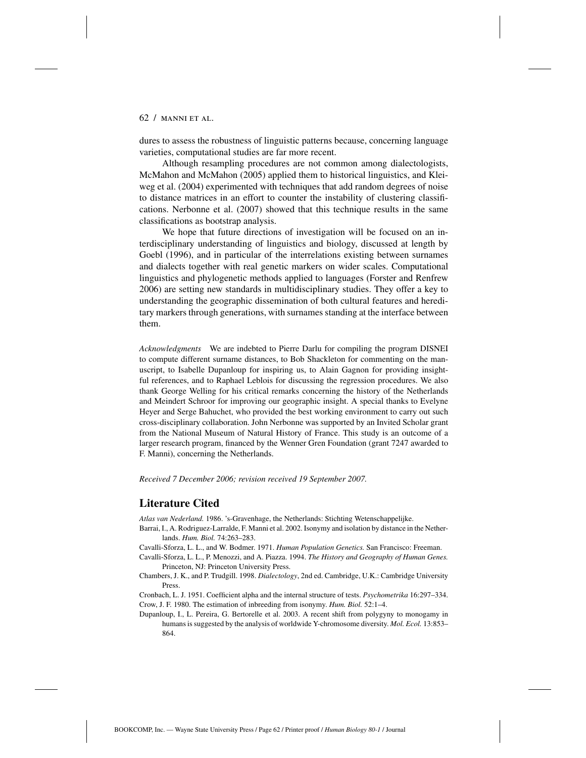dures to assess the robustness of linguistic patterns because, concerning language varieties, computational studies are far more recent.

Although resampling procedures are not common among dialectologists, McMahon and McMahon (2005) applied them to historical linguistics, and Kleiweg et al. (2004) experimented with techniques that add random degrees of noise to distance matrices in an effort to counter the instability of clustering classifications. Nerbonne et al. (2007) showed that this technique results in the same classifications as bootstrap analysis.

We hope that future directions of investigation will be focused on an interdisciplinary understanding of linguistics and biology, discussed at length by Goebl (1996), and in particular of the interrelations existing between surnames and dialects together with real genetic markers on wider scales. Computational linguistics and phylogenetic methods applied to languages (Forster and Renfrew 2006) are setting new standards in multidisciplinary studies. They offer a key to understanding the geographic dissemination of both cultural features and hereditary markers through generations, with surnames standing at the interface between them.

*Acknowledgments* We are indebted to Pierre Darlu for compiling the program DISNEI to compute different surname distances, to Bob Shackleton for commenting on the manuscript, to Isabelle Dupanloup for inspiring us, to Alain Gagnon for providing insightful references, and to Raphael Leblois for discussing the regression procedures. We also thank George Welling for his critical remarks concerning the history of the Netherlands and Meindert Schroor for improving our geographic insight. A special thanks to Evelyne Heyer and Serge Bahuchet, who provided the best working environment to carry out such cross-disciplinary collaboration. John Nerbonne was supported by an Invited Scholar grant from the National Museum of Natural History of France. This study is an outcome of a larger research program, financed by the Wenner Gren Foundation (grant 7247 awarded to F. Manni), concerning the Netherlands.

*Received 7 December 2006; revision received 19 September 2007.*

## Literature Cited

*Atlas van Nederland.* 1986. 's-Gravenhage, the Netherlands: Stichting Wetenschappelijke.

Barrai, I., A. Rodriguez-Larralde, F. Manni et al. 2002. Isonymy and isolation by distance in the Netherlands. *Hum. Biol.* 74:263–283.

Cavalli-Sforza, L. L., and W. Bodmer. 1971. *Human Population Genetics.* San Francisco: Freeman.

Cavalli-Sforza, L. L., P. Menozzi, and A. Piazza. 1994. *The History and Geography of Human Genes.* Princeton, NJ: Princeton University Press.

Chambers, J. K., and P. Trudgill. 1998. *Dialectology*, 2nd ed. Cambridge, U.K.: Cambridge University Press.

Cronbach, L. J. 1951. Coefficient alpha and the internal structure of tests. *Psychometrika* 16:297–334.

Crow, J. F. 1980. The estimation of inbreeding from isonymy. *Hum. Biol.* 52:1–4.

Dupanloup, I., L. Pereira, G. Bertorelle et al. 2003. A recent shift from polygyny to monogamy in humans is suggested by the analysis of worldwide Y-chromosome diversity. *Mol. Ecol.* 13:853–864.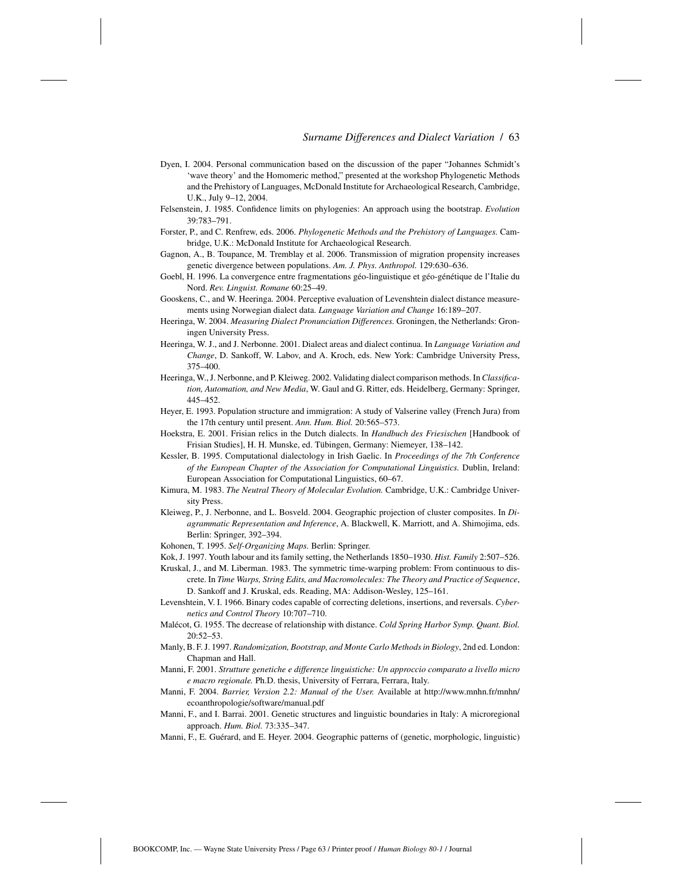Dyen, I. 2004. Personal communication based on the discussion of the paper "Johannes Schmidt's 'wave theory' and the Homomeric method," presented at the workshop Phylogenetic Methods and the Prehistory of Languages, McDonald Institute for Archaeological Research, Cambridge, U.K., July 9–12, 2004.

Felsenstein, J. 1985. Confidence limits on phylogenies: An approach using the bootstrap. *Evolution* 39:783–791.

Forster, P., and C. Renfrew, eds. 2006. *Phylogenetic Methods and the Prehistory of Languages.* Cambridge, U.K.: McDonald Institute for Archaeological Research.

Gagnon, A., B. Toupance, M. Tremblay et al. 2006. Transmission of migration propensity increases genetic divergence between populations. *Am. J. Phys. Anthropol.* 129:630–636.

Goebl, H. 1996. La convergence entre fragmentations géo-linguistique et géo-génétique de l'Italie du Nord. *Rev. Linguist. Romane* 60:25–49.

Gooskens, C., and W. Heeringa. 2004. Perceptive evaluation of Levenshtein dialect distance measurements using Norwegian dialect data. *Language Variation and Change* 16:189–207.

Heeringa, W. 2004. *Measuring Dialect Pronunciation Differences.* Groningen, the Netherlands: Groningen University Press.

Heeringa, W. J., and J. Nerbonne. 2001. Dialect areas and dialect continua. In *Language Variation and Change*, D. Sankoff, W. Labov, and A. Kroch, eds. New York: Cambridge University Press, 375–400.

Heeringa, W., J. Nerbonne, and P. Kleiweg. 2002. Validating dialect comparison methods. In *Classification, Automation, and New Media*, W. Gaul and G. Ritter, eds. Heidelberg, Germany: Springer, 445–452.

Heyer, E. 1993. Population structure and immigration: A study of Valserine valley (French Jura) from the 17th century until present. *Ann. Hum. Biol.* 20:565–573.

Hoekstra, E. 2001. Frisian relics in the Dutch dialects. In *Handbuch des Friesischen* [Handbook of Frisian Studies], H. H. Munske, ed. Tübingen, Germany: Niemeyer, 138–142.

Kessler, B. 1995. Computational dialectology in Irish Gaelic. In *Proceedings of the 7th Conference of the European Chapter of the Association for Computational Linguistics.* Dublin, Ireland: European Association for Computational Linguistics, 60–67.

Kimura, M. 1983. *The Neutral Theory of Molecular Evolution.* Cambridge, U.K.: Cambridge University Press.

Kleiweg, P., J. Nerbonne, and L. Bosveld. 2004. Geographic projection of cluster composites. In *Diagrammatic Representation and Inference*, A. Blackwell, K. Marriott, and A. Shimojima, eds. Berlin: Springer, 392–394.

Kohonen, T. 1995. *Self-Organizing Maps.* Berlin: Springer.

Kok, J. 1997. Youth labour and its family setting, the Netherlands 1850–1930. *Hist. Family* 2:507–526.

Kruskal, J., and M. Liberman. 1983. The symmetric time-warping problem: From continuous to discrete. In *Time Warps, String Edits, and Macromolecules: The Theory and Practice of Sequence*, D. Sankoff and J. Kruskal, eds. Reading, MA: Addison-Wesley, 125–161.

Levenshtein, V. I. 1966. Binary codes capable of correcting deletions, insertions, and reversals. *Cybernetics and Control Theory* 10:707–710.

Malécot, G. 1955. The decrease of relationship with distance. *Cold Spring Harbor Symp. Quant. Biol.* 20:52–53.

Manly, B. F. J. 1997. *Randomization, Bootstrap, and Monte Carlo Methods in Biology*, 2nd ed. London: Chapman and Hall.

Manni, F. 2001. *Strutture genetiche e differenze linguistiche: Un approccio comparato a livello micro e macro regionale.* Ph.D. thesis, University of Ferrara, Ferrara, Italy.

Manni, F. 2004. *Barrier, Version 2.2: Manual of the User.* Available at http://www.mnhn.fr/mnhn/ecoanthropologie/software/manual.pdf

Manni, F., and I. Barrai. 2001. Genetic structures and linguistic boundaries in Italy: A microregional approach. *Hum. Biol.* 73:335–347.

Manni, F., E. Guérard, and E. Heyer. 2004. Geographic patterns of (genetic, morphologic, linguistic)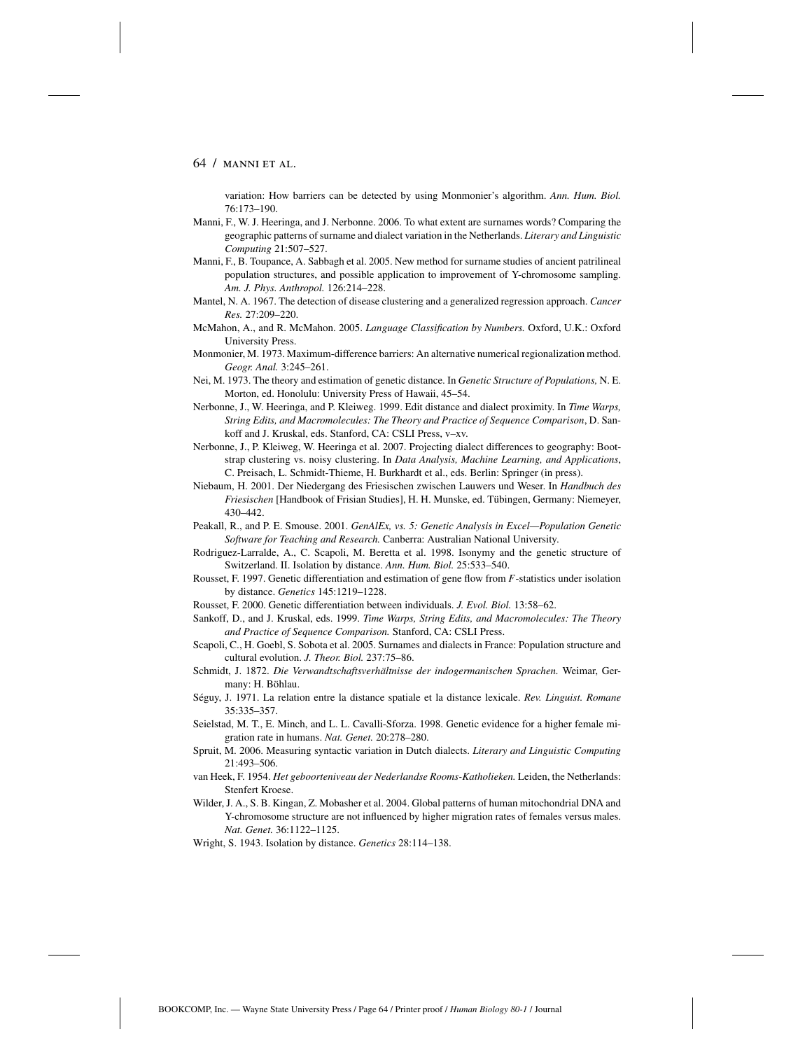variation: How barriers can be detected by using Monmonier's algorithm. *Ann. Hum. Biol.* 76:173–190.

Manni, F., W. J. Heeringa, and J. Nerbonne. 2006. To what extent are surnames words? Comparing the geographic patterns of surname and dialect variation in the Netherlands. *Literary and Linguistic Computing* 21:507–527.

Manni, F., B. Toupance, A. Sabbagh et al. 2005. New method for surname studies of ancient patrilineal population structures, and possible application to improvement of Y-chromosome sampling. *Am. J. Phys. Anthropol.* 126:214–228.

Mantel, N. A. 1967. The detection of disease clustering and a generalized regression approach. *Cancer Res.* 27:209–220.

McMahon, A., and R. McMahon. 2005. *Language Classification by Numbers.* Oxford, U.K.: Oxford University Press.

Monmonier, M. 1973. Maximum-difference barriers: An alternative numerical regionalization method. *Geogr. Anal.* 3:245–261.

Nei, M. 1973. The theory and estimation of genetic distance. In *Genetic Structure of Populations,* N. E. Morton, ed. Honolulu: University Press of Hawaii, 45–54.

Nerbonne, J., W. Heeringa, and P. Kleiweg. 1999. Edit distance and dialect proximity. In *Time Warps, String Edits, and Macromolecules: The Theory and Practice of Sequence Comparison*, D. Sankoff and J. Kruskal, eds. Stanford, CA: CSLI Press, v–xv.

Nerbonne, J., P. Kleiweg, W. Heeringa et al. 2007. Projecting dialect differences to geography: Bootstrap clustering vs. noisy clustering. In *Data Analysis, Machine Learning, and Applications*, C. Preisach, L. Schmidt-Thieme, H. Burkhardt et al., eds. Berlin: Springer (in press).

Niebaum, H. 2001. Der Niedergang des Friesischen zwischen Lauwers und Weser. In *Handbuch des Friesischen* [Handbook of Frisian Studies], H. H. Munske, ed. Tübingen, Germany: Niemeyer, 430–442.

Peakall, R., and P. E. Smouse. 2001. *GenAlEx, vs. 5: Genetic Analysis in Excel—Population Genetic Software for Teaching and Research.* Canberra: Australian National University.

Rodriguez-Larralde, A., C. Scapoli, M. Beretta et al. 1998. Isonymy and the genetic structure of Switzerland. II. Isolation by distance. *Ann. Hum. Biol.* 25:533–540.

Rousset, F. 1997. Genetic differentiation and estimation of gene flow from *F*-statistics under isolation by distance. *Genetics* 145:1219–1228.

Rousset, F. 2000. Genetic differentiation between individuals. *J. Evol. Biol.* 13:58–62.

Sankoff, D., and J. Kruskal, eds. 1999. *Time Warps, String Edits, and Macromolecules: The Theory and Practice of Sequence Comparison.* Stanford, CA: CSLI Press.

Scapoli, C., H. Goebl, S. Sobota et al. 2005. Surnames and dialects in France: Population structure and cultural evolution. *J. Theor. Biol.* 237:75–86.

Schmidt, J. 1872. *Die Verwandtschaftsverhältnisse der indogermanischen Sprachen.* Weimar, Germany: H. Böhlau.

Séguy, J. 1971. La relation entre la distance spatiale et la distance lexicale. *Rev. Linguist. Romane* 35:335–357.

Seielstad, M. T., E. Minch, and L. L. Cavalli-Sforza. 1998. Genetic evidence for a higher female migration rate in humans. *Nat. Genet.* 20:278–280.

Spruit, M. 2006. Measuring syntactic variation in Dutch dialects. *Literary and Linguistic Computing* 21:493–506.

van Heek, F. 1954. *Het geboorteniveau der Nederlandse Rooms-Katholieken.* Leiden, the Netherlands: Stenfert Kroese.

Wilder, J. A., S. B. Kingan, Z. Mobasher et al. 2004. Global patterns of human mitochondrial DNA and Y-chromosome structure are not influenced by higher migration rates of females versus males. *Nat. Genet.* 36:1122–1125.

Wright, S. 1943. Isolation by distance. *Genetics* 28:114–138.